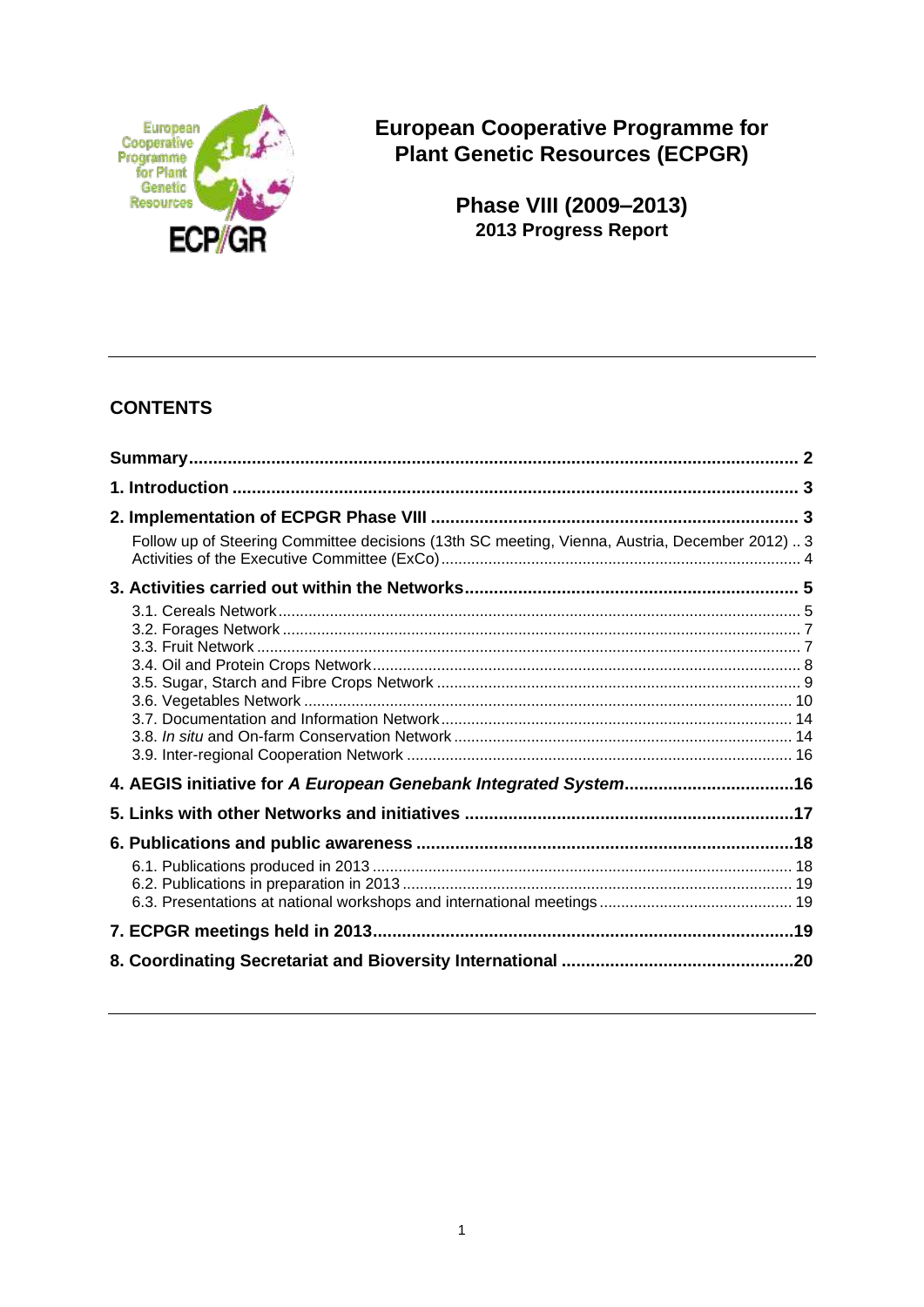# European Cooperative Programme for Plant Genetic Resources (ECPGR)

## Phase VIII (2009–2013)
### 2013 Progress Report

---

## CONTENTS

**Summary** ............................................................................................................................ **2**

**1. Introduction** ..................................................................................................................... **3**

**2. Implementation of ECPGR Phase VIII** ............................................................................ **3**

Follow up of Steering Committee decisions (13th SC meeting, Vienna, Austria, December 2012) .. 3
Activities of the Executive Committee (ExCo) ................................................................................ 4

**3. Activities carried out within the Networks** ...................................................................... **5**

3.1. Cereals Network ........................................................................................................... 5
3.2. Forages Network ........................................................................................................... 7
3.3. Fruit Network ................................................................................................................ 7
3.4. Oil and Protein Crops Network ...................................................................................... 8
3.5. Sugar, Starch and Fibre Crops Network ......................................................................... 9
3.6. Vegetables Network ..................................................................................................... 10
3.7. Documentation and Information Network ..................................................................... 14
3.8. *In situ* and On-farm Conservation Network ................................................................. 14
3.9. Inter-regional Cooperation Network ............................................................................. 16

**4. AEGIS initiative for *A European Genebank Integrated System*** ..................................... **16**

**5. Links with other Networks and initiatives** ..................................................................... **17**

**6. Publications and public awareness** .............................................................................. **18**

6.1. Publications produced in 2013 ..................................................................................... 18
6.2. Publications in preparation in 2013 .............................................................................. 19
6.3. Presentations at national workshops and international meetings .................................. 19

**7. ECPGR meetings held in 2013** ........................................................................................ **19**

**8. Coordinating Secretariat and Bioversity International** ................................................... **20**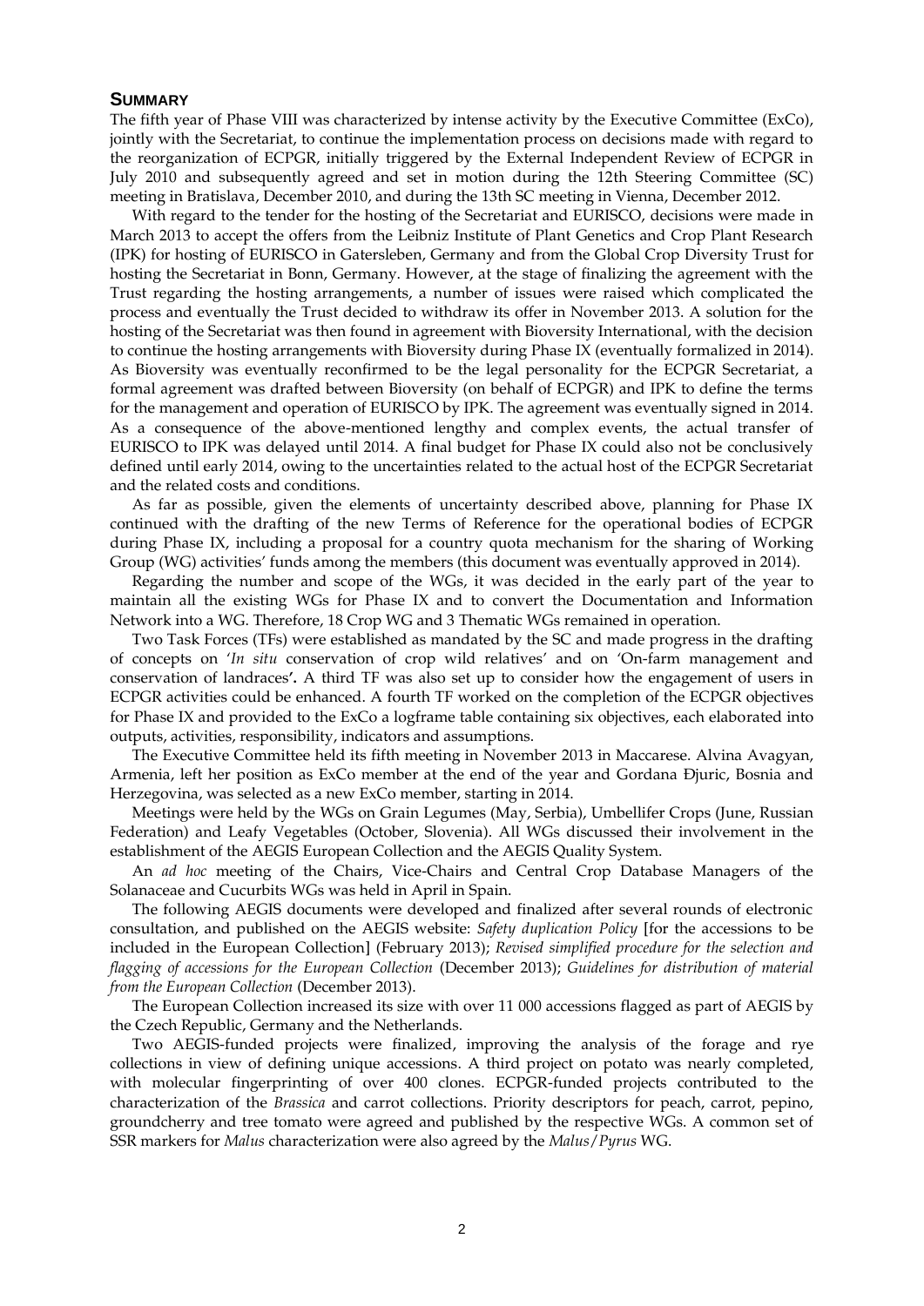## Summary

The fifth year of Phase VIII was characterized by intense activity by the Executive Committee (ExCo), jointly with the Secretariat, to continue the implementation process on decisions made with regard to the reorganization of ECPGR, initially triggered by the External Independent Review of ECPGR in July 2010 and subsequently agreed and set in motion during the 12th Steering Committee (SC) meeting in Bratislava, December 2010, and during the 13th SC meeting in Vienna, December 2012.

With regard to the tender for the hosting of the Secretariat and EURISCO, decisions were made in March 2013 to accept the offers from the Leibniz Institute of Plant Genetics and Crop Plant Research (IPK) for hosting of EURISCO in Gatersleben, Germany and from the Global Crop Diversity Trust for hosting the Secretariat in Bonn, Germany. However, at the stage of finalizing the agreement with the Trust regarding the hosting arrangements, a number of issues were raised which complicated the process and eventually the Trust decided to withdraw its offer in November 2013. A solution for the hosting of the Secretariat was then found in agreement with Bioversity International, with the decision to continue the hosting arrangements with Bioversity during Phase IX (eventually formalized in 2014). As Bioversity was eventually reconfirmed to be the legal personality for the ECPGR Secretariat, a formal agreement was drafted between Bioversity (on behalf of ECPGR) and IPK to define the terms for the management and operation of EURISCO by IPK. The agreement was eventually signed in 2014. As a consequence of the above-mentioned lengthy and complex events, the actual transfer of EURISCO to IPK was delayed until 2014. A final budget for Phase IX could also not be conclusively defined until early 2014, owing to the uncertainties related to the actual host of the ECPGR Secretariat and the related costs and conditions.

As far as possible, given the elements of uncertainty described above, planning for Phase IX continued with the drafting of the new Terms of Reference for the operational bodies of ECPGR during Phase IX, including a proposal for a country quota mechanism for the sharing of Working Group (WG) activities' funds among the members (this document was eventually approved in 2014).

Regarding the number and scope of the WGs, it was decided in the early part of the year to maintain all the existing WGs for Phase IX and to convert the Documentation and Information Network into a WG. Therefore, 18 Crop WG and 3 Thematic WGs remained in operation.

Two Task Forces (TFs) were established as mandated by the SC and made progress in the drafting of concepts on '*In situ* conservation of crop wild relatives' and on 'On-farm management and conservation of landraces**'.** A third TF was also set up to consider how the engagement of users in ECPGR activities could be enhanced. A fourth TF worked on the completion of the ECPGR objectives for Phase IX and provided to the ExCo a logframe table containing six objectives, each elaborated into outputs, activities, responsibility, indicators and assumptions.

The Executive Committee held its fifth meeting in November 2013 in Maccarese. Alvina Avagyan, Armenia, left her position as ExCo member at the end of the year and Gordana Đjuric, Bosnia and Herzegovina, was selected as a new ExCo member, starting in 2014.

Meetings were held by the WGs on Grain Legumes (May, Serbia), Umbellifer Crops (June, Russian Federation) and Leafy Vegetables (October, Slovenia). All WGs discussed their involvement in the establishment of the AEGIS European Collection and the AEGIS Quality System.

An *ad hoc* meeting of the Chairs, Vice-Chairs and Central Crop Database Managers of the Solanaceae and Cucurbits WGs was held in April in Spain.

The following AEGIS documents were developed and finalized after several rounds of electronic consultation, and published on the AEGIS website: *Safety duplication Policy* [for the accessions to be included in the European Collection] (February 2013); *Revised simplified procedure for the selection and flagging of accessions for the European Collection* (December 2013); *Guidelines for distribution of material from the European Collection* (December 2013).

The European Collection increased its size with over 11 000 accessions flagged as part of AEGIS by the Czech Republic, Germany and the Netherlands.

Two AEGIS-funded projects were finalized, improving the analysis of the forage and rye collections in view of defining unique accessions. A third project on potato was nearly completed, with molecular fingerprinting of over 400 clones. ECPGR-funded projects contributed to the characterization of the *Brassica* and carrot collections. Priority descriptors for peach, carrot, pepino, groundcherry and tree tomato were agreed and published by the respective WGs. A common set of SSR markers for *Malus* characterization were also agreed by the *Malus*/*Pyrus* WG.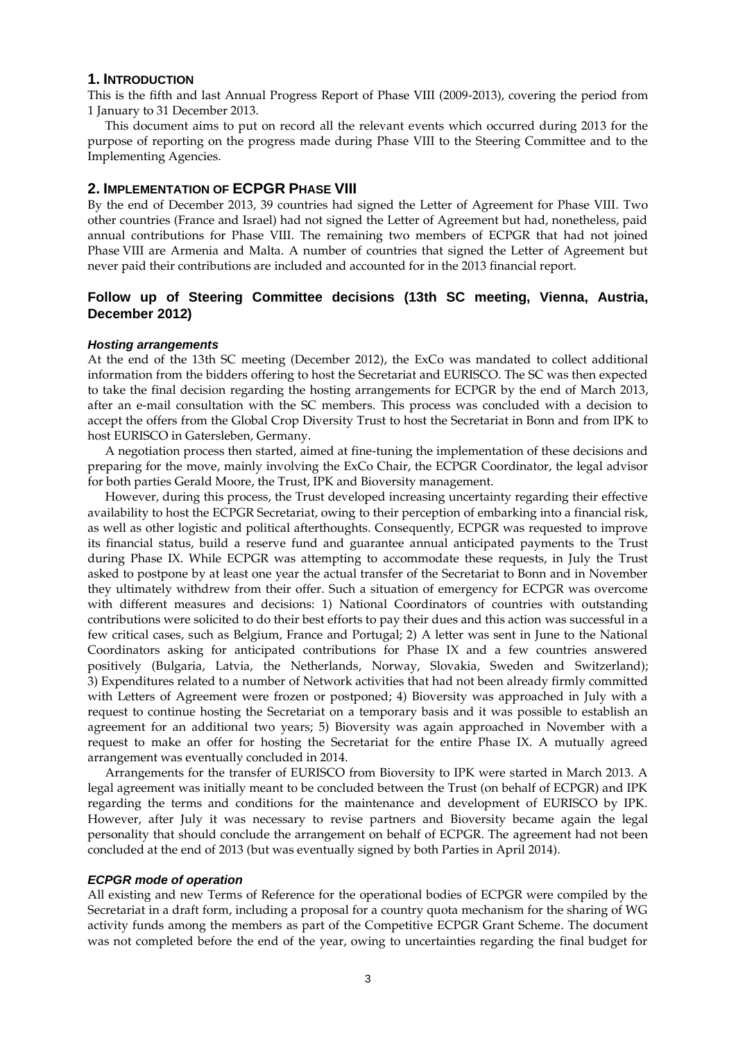## 1. INTRODUCTION

This is the fifth and last Annual Progress Report of Phase VIII (2009-2013), covering the period from 1 January to 31 December 2013.

This document aims to put on record all the relevant events which occurred during 2013 for the purpose of reporting on the progress made during Phase VIII to the Steering Committee and to the Implementing Agencies.

## 2. IMPLEMENTATION OF ECPGR PHASE VIII

By the end of December 2013, 39 countries had signed the Letter of Agreement for Phase VIII. Two other countries (France and Israel) had not signed the Letter of Agreement but had, nonetheless, paid annual contributions for Phase VIII. The remaining two members of ECPGR that had not joined Phase VIII are Armenia and Malta. A number of countries that signed the Letter of Agreement but never paid their contributions are included and accounted for in the 2013 financial report.

### Follow up of Steering Committee decisions (13th SC meeting, Vienna, Austria, December 2012)

#### *Hosting arrangements*

At the end of the 13th SC meeting (December 2012), the ExCo was mandated to collect additional information from the bidders offering to host the Secretariat and EURISCO. The SC was then expected to take the final decision regarding the hosting arrangements for ECPGR by the end of March 2013, after an e-mail consultation with the SC members. This process was concluded with a decision to accept the offers from the Global Crop Diversity Trust to host the Secretariat in Bonn and from IPK to host EURISCO in Gatersleben, Germany.

A negotiation process then started, aimed at fine-tuning the implementation of these decisions and preparing for the move, mainly involving the ExCo Chair, the ECPGR Coordinator, the legal advisor for both parties Gerald Moore, the Trust, IPK and Bioversity management.

However, during this process, the Trust developed increasing uncertainty regarding their effective availability to host the ECPGR Secretariat, owing to their perception of embarking into a financial risk, as well as other logistic and political afterthoughts. Consequently, ECPGR was requested to improve its financial status, build a reserve fund and guarantee annual anticipated payments to the Trust during Phase IX. While ECPGR was attempting to accommodate these requests, in July the Trust asked to postpone by at least one year the actual transfer of the Secretariat to Bonn and in November they ultimately withdrew from their offer. Such a situation of emergency for ECPGR was overcome with different measures and decisions: 1) National Coordinators of countries with outstanding contributions were solicited to do their best efforts to pay their dues and this action was successful in a few critical cases, such as Belgium, France and Portugal; 2) A letter was sent in June to the National Coordinators asking for anticipated contributions for Phase IX and a few countries answered positively (Bulgaria, Latvia, the Netherlands, Norway, Slovakia, Sweden and Switzerland); 3) Expenditures related to a number of Network activities that had not been already firmly committed with Letters of Agreement were frozen or postponed; 4) Bioversity was approached in July with a request to continue hosting the Secretariat on a temporary basis and it was possible to establish an agreement for an additional two years; 5) Bioversity was again approached in November with a request to make an offer for hosting the Secretariat for the entire Phase IX. A mutually agreed arrangement was eventually concluded in 2014.

Arrangements for the transfer of EURISCO from Bioversity to IPK were started in March 2013. A legal agreement was initially meant to be concluded between the Trust (on behalf of ECPGR) and IPK regarding the terms and conditions for the maintenance and development of EURISCO by IPK. However, after July it was necessary to revise partners and Bioversity became again the legal personality that should conclude the arrangement on behalf of ECPGR. The agreement had not been concluded at the end of 2013 (but was eventually signed by both Parties in April 2014).

#### *ECPGR mode of operation*

All existing and new Terms of Reference for the operational bodies of ECPGR were compiled by the Secretariat in a draft form, including a proposal for a country quota mechanism for the sharing of WG activity funds among the members as part of the Competitive ECPGR Grant Scheme. The document was not completed before the end of the year, owing to uncertainties regarding the final budget for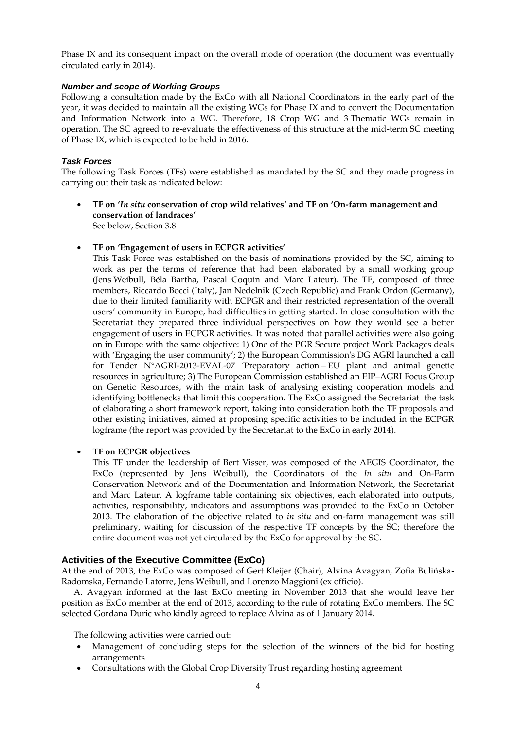Phase IX and its consequent impact on the overall mode of operation (the document was eventually circulated early in 2014).

#### *Number and scope of Working Groups*

Following a consultation made by the ExCo with all National Coordinators in the early part of the year, it was decided to maintain all the existing WGs for Phase IX and to convert the Documentation and Information Network into a WG. Therefore, 18 Crop WG and 3 Thematic WGs remain in operation. The SC agreed to re-evaluate the effectiveness of this structure at the mid-term SC meeting of Phase IX, which is expected to be held in 2016.

#### *Task Forces*

The following Task Forces (TFs) were established as mandated by the SC and they made progress in carrying out their task as indicated below:

- **TF on '*In situ* conservation of crop wild relatives' and TF on 'On-farm management and conservation of landraces'**
  See below, Section 3.8

- **TF on 'Engagement of users in ECPGR activities'**
  This Task Force was established on the basis of nominations provided by the SC, aiming to work as per the terms of reference that had been elaborated by a small working group (Jens Weibull, Béla Bartha, Pascal Coquin and Marc Lateur). The TF, composed of three members, Riccardo Bocci (Italy), Jan Nedelnik (Czech Republic) and Frank Ordon (Germany), due to their limited familiarity with ECPGR and their restricted representation of the overall users' community in Europe, had difficulties in getting started. In close consultation with the Secretariat they prepared three individual perspectives on how they would see a better engagement of users in ECPGR activities. It was noted that parallel activities were also going on in Europe with the same objective: 1) One of the PGR Secure project Work Packages deals with 'Engaging the user community'; 2) the European Commission's DG AGRI launched a call for Tender N°AGRI-2013-EVAL-07 'Preparatory action – EU plant and animal genetic resources in agriculture; 3) The European Commission established an EIP–AGRI Focus Group on Genetic Resources, with the main task of analysing existing cooperation models and identifying bottlenecks that limit this cooperation. The ExCo assigned the Secretariat the task of elaborating a short framework report, taking into consideration both the TF proposals and other existing initiatives, aimed at proposing specific activities to be included in the ECPGR logframe (the report was provided by the Secretariat to the ExCo in early 2014).

- **TF on ECPGR objectives**
  This TF under the leadership of Bert Visser, was composed of the AEGIS Coordinator, the ExCo (represented by Jens Weibull), the Coordinators of the *In situ* and On-Farm Conservation Network and of the Documentation and Information Network, the Secretariat and Marc Lateur. A logframe table containing six objectives, each elaborated into outputs, activities, responsibility, indicators and assumptions was provided to the ExCo in October 2013. The elaboration of the objective related to *in situ* and on-farm management was still preliminary, waiting for discussion of the respective TF concepts by the SC; therefore the entire document was not yet circulated by the ExCo for approval by the SC.

### Activities of the Executive Committee (ExCo)

At the end of 2013, the ExCo was composed of Gert Kleijer (Chair), Alvina Avagyan, Zofia Bulińska-Radomska, Fernando Latorre, Jens Weibull, and Lorenzo Maggioni (ex officio).

A. Avagyan informed at the last ExCo meeting in November 2013 that she would leave her position as ExCo member at the end of 2013, according to the rule of rotating ExCo members. The SC selected Gordana Ðuric who kindly agreed to replace Alvina as of 1 January 2014.

The following activities were carried out:

- Management of concluding steps for the selection of the winners of the bid for hosting arrangements
- Consultations with the Global Crop Diversity Trust regarding hosting agreement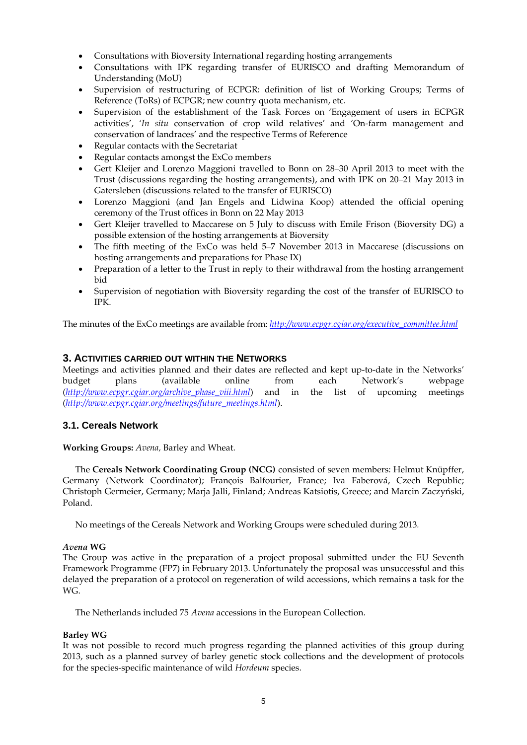- Consultations with Bioversity International regarding hosting arrangements
- Consultations with IPK regarding transfer of EURISCO and drafting Memorandum of Understanding (MoU)
- Supervision of restructuring of ECPGR: definition of list of Working Groups; Terms of Reference (ToRs) of ECPGR; new country quota mechanism, etc.
- Supervision of the establishment of the Task Forces on 'Engagement of users in ECPGR activities', '*In situ* conservation of crop wild relatives' and 'On-farm management and conservation of landraces' and the respective Terms of Reference
- Regular contacts with the Secretariat
- Regular contacts amongst the ExCo members
- Gert Kleijer and Lorenzo Maggioni travelled to Bonn on 28–30 April 2013 to meet with the Trust (discussions regarding the hosting arrangements), and with IPK on 20–21 May 2013 in Gatersleben (discussions related to the transfer of EURISCO)
- Lorenzo Maggioni (and Jan Engels and Lidwina Koop) attended the official opening ceremony of the Trust offices in Bonn on 22 May 2013
- Gert Kleijer travelled to Maccarese on 5 July to discuss with Emile Frison (Bioversity DG) a possible extension of the hosting arrangements at Bioversity
- The fifth meeting of the ExCo was held 5–7 November 2013 in Maccarese (discussions on hosting arrangements and preparations for Phase IX)
- Preparation of a letter to the Trust in reply to their withdrawal from the hosting arrangement bid
- Supervision of negotiation with Bioversity regarding the cost of the transfer of EURISCO to IPK.

The minutes of the ExCo meetings are available from: *http://www.ecpgr.cgiar.org/executive_committee.html*

## 3. Activities carried out within the Networks

Meetings and activities planned and their dates are reflected and kept up-to-date in the Networks' budget plans (available online from each Network's webpage (*http://www.ecpgr.cgiar.org/archive_phase_viii.html*) and in the list of upcoming meetings (*http://www.ecpgr.cgiar.org/meetings/future_meetings.html*).

### 3.1. Cereals Network

**Working Groups:** *Avena,* Barley and Wheat.

The **Cereals Network Coordinating Group (NCG)** consisted of seven members: Helmut Knüpffer, Germany (Network Coordinator); François Balfourier, France; Iva Faberová, Czech Republic; Christoph Germeier, Germany; Marja Jalli, Finland; Andreas Katsiotis, Greece; and Marcin Zaczyński, Poland.

No meetings of the Cereals Network and Working Groups were scheduled during 2013.

#### *Avena* WG

The Group was active in the preparation of a project proposal submitted under the EU Seventh Framework Programme (FP7) in February 2013. Unfortunately the proposal was unsuccessful and this delayed the preparation of a protocol on regeneration of wild accessions, which remains a task for the WG.

The Netherlands included 75 *Avena* accessions in the European Collection.

#### Barley WG

It was not possible to record much progress regarding the planned activities of this group during 2013, such as a planned survey of barley genetic stock collections and the development of protocols for the species-specific maintenance of wild *Hordeum* species.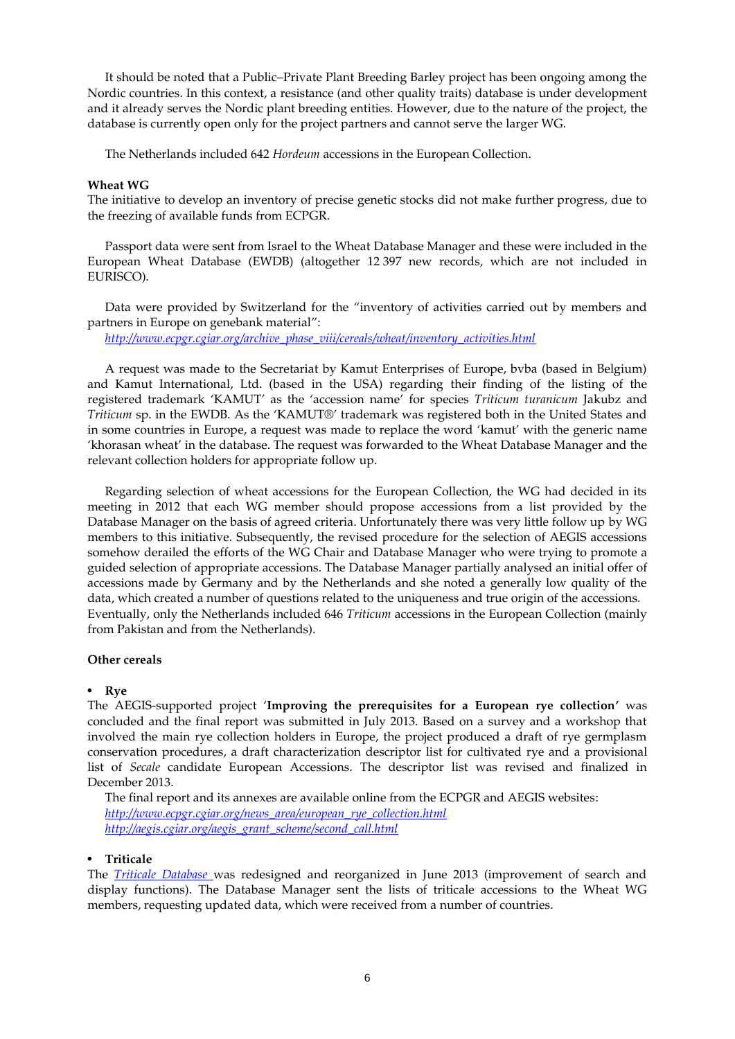It should be noted that a Public–Private Plant Breeding Barley project has been ongoing among the Nordic countries. In this context, a resistance (and other quality traits) database is under development and it already serves the Nordic plant breeding entities. However, due to the nature of the project, the database is currently open only for the project partners and cannot serve the larger WG.

The Netherlands included 642 *Hordeum* accessions in the European Collection.

**Wheat WG**

The initiative to develop an inventory of precise genetic stocks did not make further progress, due to the freezing of available funds from ECPGR.

Passport data were sent from Israel to the Wheat Database Manager and these were included in the European Wheat Database (EWDB) (altogether 12 397 new records, which are not included in EURISCO).

Data were provided by Switzerland for the "inventory of activities carried out by members and partners in Europe on genebank material":
[http://www.ecpgr.cgiar.org/archive_phase_viii/cereals/wheat/inventory_activities.html](http://www.ecpgr.cgiar.org/archive_phase_viii/cereals/wheat/inventory_activities.html)

A request was made to the Secretariat by Kamut Enterprises of Europe, bvba (based in Belgium) and Kamut International, Ltd. (based in the USA) regarding their finding of the listing of the registered trademark 'KAMUT' as the 'accession name' for species *Triticum turanicum* Jakubz and *Triticum* sp. in the EWDB. As the 'KAMUT®' trademark was registered both in the United States and in some countries in Europe, a request was made to replace the word 'kamut' with the generic name 'khorasan wheat' in the database. The request was forwarded to the Wheat Database Manager and the relevant collection holders for appropriate follow up.

Regarding selection of wheat accessions for the European Collection, the WG had decided in its meeting in 2012 that each WG member should propose accessions from a list provided by the Database Manager on the basis of agreed criteria. Unfortunately there was very little follow up by WG members to this initiative. Subsequently, the revised procedure for the selection of AEGIS accessions somehow derailed the efforts of the WG Chair and Database Manager who were trying to promote a guided selection of appropriate accessions. The Database Manager partially analysed an initial offer of accessions made by Germany and by the Netherlands and she noted a generally low quality of the data, which created a number of questions related to the uniqueness and true origin of the accessions. Eventually, only the Netherlands included 646 *Triticum* accessions in the European Collection (mainly from Pakistan and from the Netherlands).

**Other cereals**

- **Rye**

The AEGIS-supported project '**Improving the prerequisites for a European rye collection**' was concluded and the final report was submitted in July 2013. Based on a survey and a workshop that involved the main rye collection holders in Europe, the project produced a draft of rye germplasm conservation procedures, a draft characterization descriptor list for cultivated rye and a provisional list of *Secale* candidate European Accessions. The descriptor list was revised and finalized in December 2013.

The final report and its annexes are available online from the ECPGR and AEGIS websites:
[http://www.ecpgr.cgiar.org/news_area/european_rye_collection.html](http://www.ecpgr.cgiar.org/news_area/european_rye_collection.html)
[http://aegis.cgiar.org/aegis_grant_scheme/second_call.html](http://aegis.cgiar.org/aegis_grant_scheme/second_call.html)

- **Triticale**

The *Triticale Database* was redesigned and reorganized in June 2013 (improvement of search and display functions). The Database Manager sent the lists of triticale accessions to the Wheat WG members, requesting updated data, which were received from a number of countries.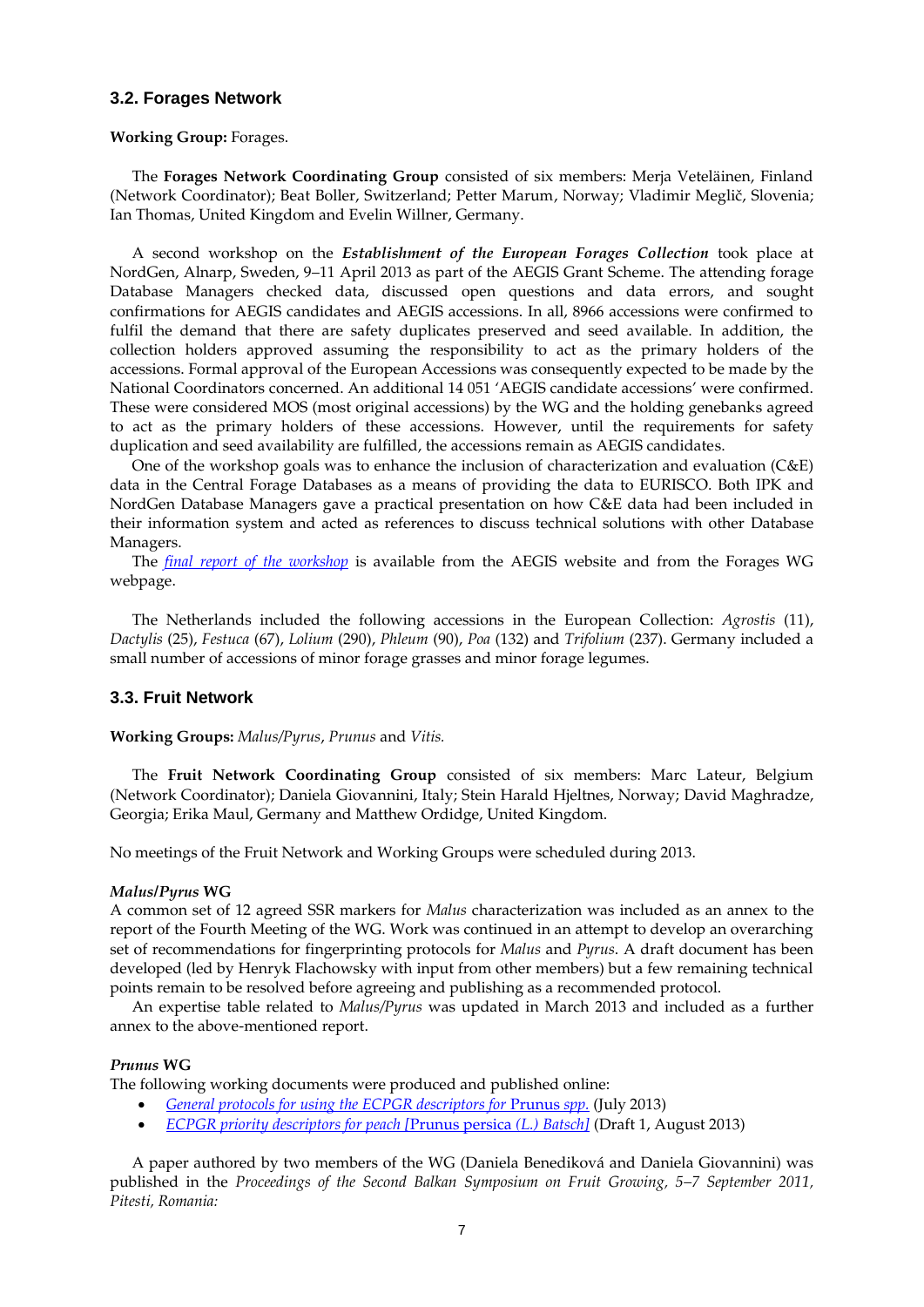## 3.2. Forages Network

**Working Group:** Forages.

The **Forages Network Coordinating Group** consisted of six members: Merja Veteläinen, Finland (Network Coordinator); Beat Boller, Switzerland; Petter Marum, Norway; Vladimir Meglič, Slovenia; Ian Thomas, United Kingdom and Evelin Willner, Germany.

A second workshop on the ***Establishment of the European Forages Collection*** took place at NordGen, Alnarp, Sweden, 9–11 April 2013 as part of the AEGIS Grant Scheme. The attending forage Database Managers checked data, discussed open questions and data errors, and sought confirmations for AEGIS candidates and AEGIS accessions. In all, 8966 accessions were confirmed to fulfil the demand that there are safety duplicates preserved and seed available. In addition, the collection holders approved assuming the responsibility to act as the primary holders of the accessions. Formal approval of the European Accessions was consequently expected to be made by the National Coordinators concerned. An additional 14 051 'AEGIS candidate accessions' were confirmed. These were considered MOS (most original accessions) by the WG and the holding genebanks agreed to act as the primary holders of these accessions. However, until the requirements for safety duplication and seed availability are fulfilled, the accessions remain as AEGIS candidates.

One of the workshop goals was to enhance the inclusion of characterization and evaluation (C&E) data in the Central Forage Databases as a means of providing the data to EURISCO. Both IPK and NordGen Database Managers gave a practical presentation on how C&E data had been included in their information system and acted as references to discuss technical solutions with other Database Managers.

The *final report of the workshop* is available from the AEGIS website and from the Forages WG webpage.

The Netherlands included the following accessions in the European Collection: *Agrostis* (11), *Dactylis* (25), *Festuca* (67), *Lolium* (290), *Phleum* (90), *Poa* (132) and *Trifolium* (237). Germany included a small number of accessions of minor forage grasses and minor forage legumes.

## 3.3. Fruit Network

**Working Groups:** *Malus/Pyrus*, *Prunus* and *Vitis.*

The **Fruit Network Coordinating Group** consisted of six members: Marc Lateur, Belgium (Network Coordinator); Daniela Giovannini, Italy; Stein Harald Hjeltnes, Norway; David Maghradze, Georgia; Erika Maul, Germany and Matthew Ordidge, United Kingdom.

No meetings of the Fruit Network and Working Groups were scheduled during 2013.

#### *Malus/Pyrus* WG

A common set of 12 agreed SSR markers for *Malus* characterization was included as an annex to the report of the Fourth Meeting of the WG. Work was continued in an attempt to develop an overarching set of recommendations for fingerprinting protocols for *Malus* and *Pyrus*. A draft document has been developed (led by Henryk Flachowsky with input from other members) but a few remaining technical points remain to be resolved before agreeing and publishing as a recommended protocol.

An expertise table related to *Malus/Pyrus* was updated in March 2013 and included as a further annex to the above-mentioned report.

#### *Prunus* WG

The following working documents were produced and published online:

- *General protocols for using the ECPGR descriptors for* Prunus *spp.* (July 2013)
- *ECPGR priority descriptors for peach [*Prunus persica *(L.) Batsch]* (Draft 1, August 2013)

A paper authored by two members of the WG (Daniela Benediková and Daniela Giovannini) was published in the *Proceedings of the Second Balkan Symposium on Fruit Growing, 5–7 September 2011, Pitesti, Romania:*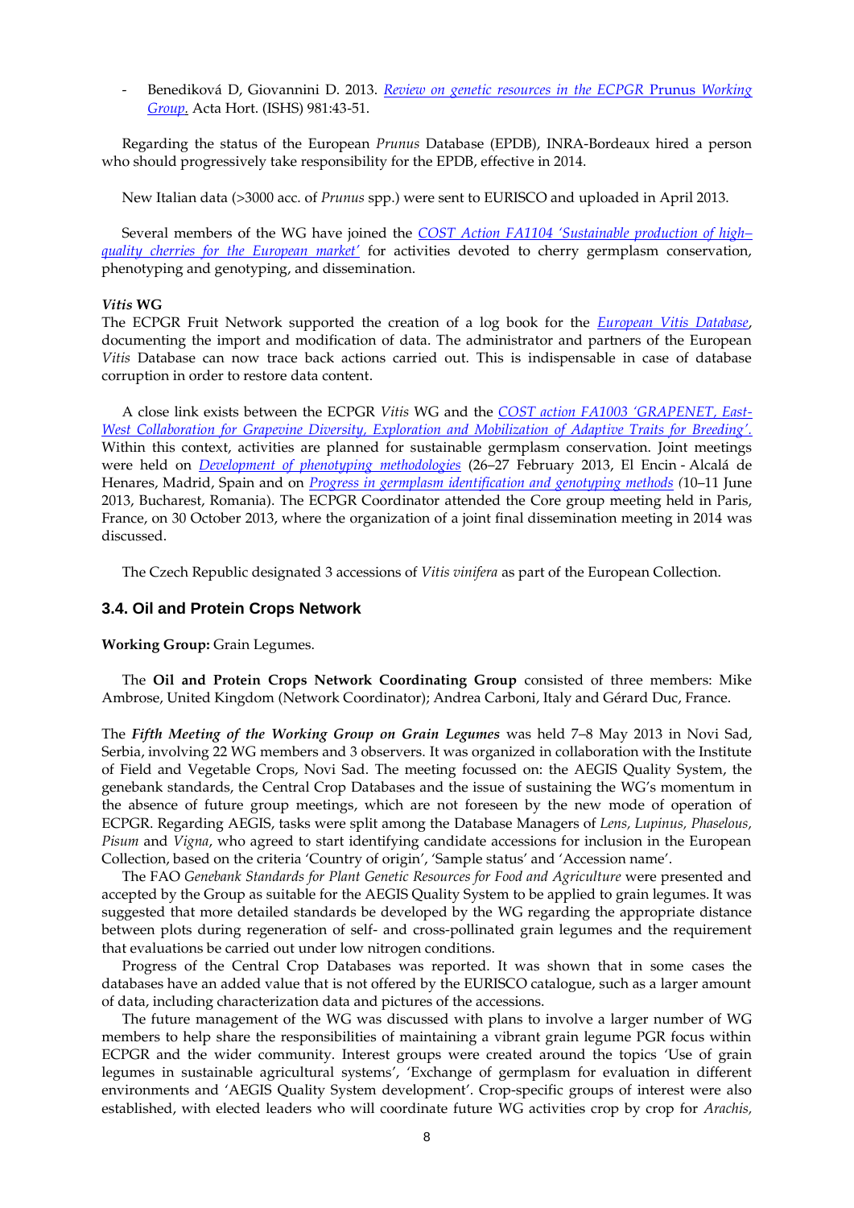- Benediková D, Giovannini D. 2013. *Review on genetic resources in the ECPGR Prunus Working Group.* Acta Hort. (ISHS) 981:43-51.

Regarding the status of the European *Prunus* Database (EPDB), INRA-Bordeaux hired a person who should progressively take responsibility for the EPDB, effective in 2014.

New Italian data (>3000 acc. of *Prunus* spp.) were sent to EURISCO and uploaded in April 2013.

Several members of the WG have joined the *COST Action FA1104 'Sustainable production of high–quality cherries for the European market'* for activities devoted to cherry germplasm conservation, phenotyping and genotyping, and dissemination.

#### *Vitis* WG

The ECPGR Fruit Network supported the creation of a log book for the *European Vitis Database*, documenting the import and modification of data. The administrator and partners of the European *Vitis* Database can now trace back actions carried out. This is indispensable in case of database corruption in order to restore data content.

A close link exists between the ECPGR *Vitis* WG and the *COST action FA1003 'GRAPENET, East-West Collaboration for Grapevine Diversity, Exploration and Mobilization of Adaptive Traits for Breeding'.* Within this context, activities are planned for sustainable germplasm conservation. Joint meetings were held on *Development of phenotyping methodologies* (26–27 February 2013, El Encin - Alcalá de Henares, Madrid, Spain and on *Progress in germplasm identification and genotyping methods* (10–11 June 2013, Bucharest, Romania). The ECPGR Coordinator attended the Core group meeting held in Paris, France, on 30 October 2013, where the organization of a joint final dissemination meeting in 2014 was discussed.

The Czech Republic designated 3 accessions of *Vitis vinifera* as part of the European Collection.

### 3.4. Oil and Protein Crops Network

**Working Group:** Grain Legumes.

The **Oil and Protein Crops Network Coordinating Group** consisted of three members: Mike Ambrose, United Kingdom (Network Coordinator); Andrea Carboni, Italy and Gérard Duc, France.

The ***Fifth Meeting of the Working Group on Grain Legumes*** was held 7–8 May 2013 in Novi Sad, Serbia, involving 22 WG members and 3 observers. It was organized in collaboration with the Institute of Field and Vegetable Crops, Novi Sad. The meeting focussed on: the AEGIS Quality System, the genebank standards, the Central Crop Databases and the issue of sustaining the WG's momentum in the absence of future group meetings, which are not foreseen by the new mode of operation of ECPGR. Regarding AEGIS, tasks were split among the Database Managers of *Lens, Lupinus, Phaselous, Pisum* and *Vigna*, who agreed to start identifying candidate accessions for inclusion in the European Collection, based on the criteria 'Country of origin', 'Sample status' and 'Accession name'.

The FAO *Genebank Standards for Plant Genetic Resources for Food and Agriculture* were presented and accepted by the Group as suitable for the AEGIS Quality System to be applied to grain legumes. It was suggested that more detailed standards be developed by the WG regarding the appropriate distance between plots during regeneration of self- and cross-pollinated grain legumes and the requirement that evaluations be carried out under low nitrogen conditions.

Progress of the Central Crop Databases was reported. It was shown that in some cases the databases have an added value that is not offered by the EURISCO catalogue, such as a larger amount of data, including characterization data and pictures of the accessions.

The future management of the WG was discussed with plans to involve a larger number of WG members to help share the responsibilities of maintaining a vibrant grain legume PGR focus within ECPGR and the wider community. Interest groups were created around the topics 'Use of grain legumes in sustainable agricultural systems', 'Exchange of germplasm for evaluation in different environments and 'AEGIS Quality System development'. Crop-specific groups of interest were also established, with elected leaders who will coordinate future WG activities crop by crop for *Arachis,*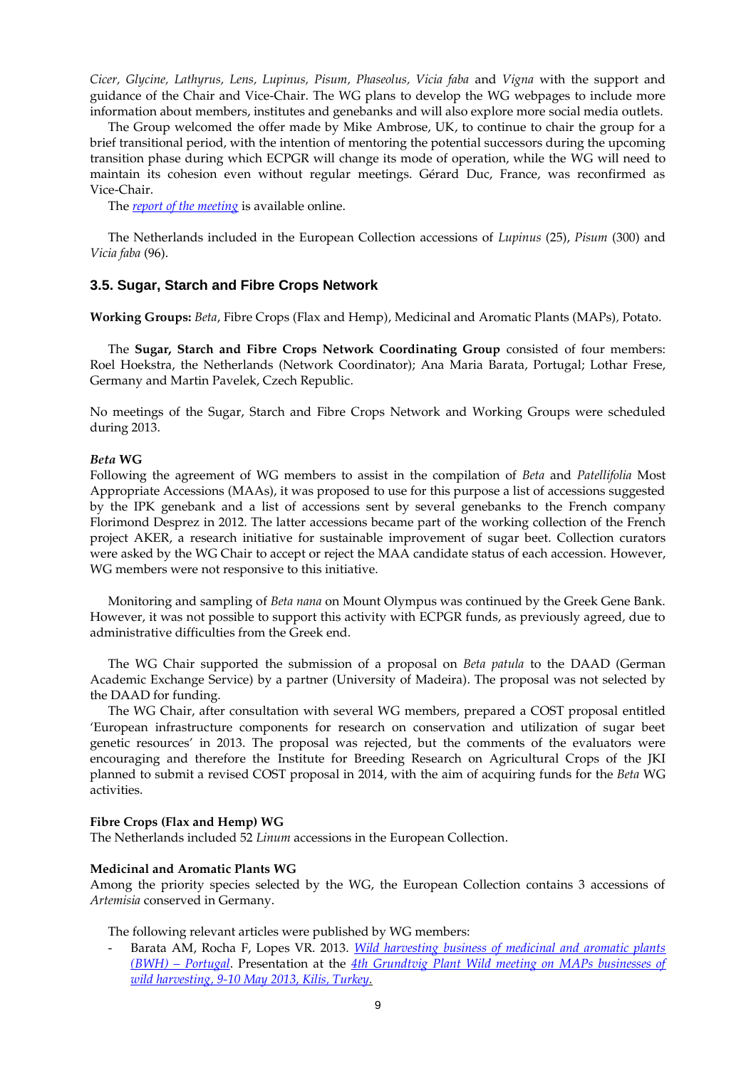*Cicer, Glycine, Lathyrus, Lens, Lupinus, Pisum, Phaseolus, Vicia faba* and *Vigna* with the support and guidance of the Chair and Vice-Chair. The WG plans to develop the WG webpages to include more information about members, institutes and genebanks and will also explore more social media outlets.

The Group welcomed the offer made by Mike Ambrose, UK, to continue to chair the group for a brief transitional period, with the intention of mentoring the potential successors during the upcoming transition phase during which ECPGR will change its mode of operation, while the WG will need to maintain its cohesion even without regular meetings. Gérard Duc, France, was reconfirmed as Vice-Chair.

The *report of the meeting* is available online.

The Netherlands included in the European Collection accessions of *Lupinus* (25), *Pisum* (300) and *Vicia faba* (96).

### 3.5. Sugar, Starch and Fibre Crops Network

**Working Groups:** *Beta*, Fibre Crops (Flax and Hemp), Medicinal and Aromatic Plants (MAPs), Potato.

The **Sugar, Starch and Fibre Crops Network Coordinating Group** consisted of four members: Roel Hoekstra, the Netherlands (Network Coordinator); Ana Maria Barata, Portugal; Lothar Frese, Germany and Martin Pavelek, Czech Republic.

No meetings of the Sugar, Starch and Fibre Crops Network and Working Groups were scheduled during 2013.

#### *Beta* WG

Following the agreement of WG members to assist in the compilation of *Beta* and *Patellifolia* Most Appropriate Accessions (MAAs), it was proposed to use for this purpose a list of accessions suggested by the IPK genebank and a list of accessions sent by several genebanks to the French company Florimond Desprez in 2012. The latter accessions became part of the working collection of the French project AKER, a research initiative for sustainable improvement of sugar beet. Collection curators were asked by the WG Chair to accept or reject the MAA candidate status of each accession. However, WG members were not responsive to this initiative.

Monitoring and sampling of *Beta nana* on Mount Olympus was continued by the Greek Gene Bank. However, it was not possible to support this activity with ECPGR funds, as previously agreed, due to administrative difficulties from the Greek end.

The WG Chair supported the submission of a proposal on *Beta patula* to the DAAD (German Academic Exchange Service) by a partner (University of Madeira). The proposal was not selected by the DAAD for funding.

The WG Chair, after consultation with several WG members, prepared a COST proposal entitled 'European infrastructure components for research on conservation and utilization of sugar beet genetic resources' in 2013. The proposal was rejected, but the comments of the evaluators were encouraging and therefore the Institute for Breeding Research on Agricultural Crops of the JKI planned to submit a revised COST proposal in 2014, with the aim of acquiring funds for the *Beta* WG activities.

#### Fibre Crops (Flax and Hemp) WG

The Netherlands included 52 *Linum* accessions in the European Collection.

#### Medicinal and Aromatic Plants WG

Among the priority species selected by the WG, the European Collection contains 3 accessions of *Artemisia* conserved in Germany.

The following relevant articles were published by WG members:

- Barata AM, Rocha F, Lopes VR. 2013. *Wild harvesting business of medicinal and aromatic plants (BWH) – Portugal*. Presentation at the *4th Grundtvig Plant Wild meeting on MAPs businesses of wild harvesting, 9-10 May 2013, Kilis, Turkey.*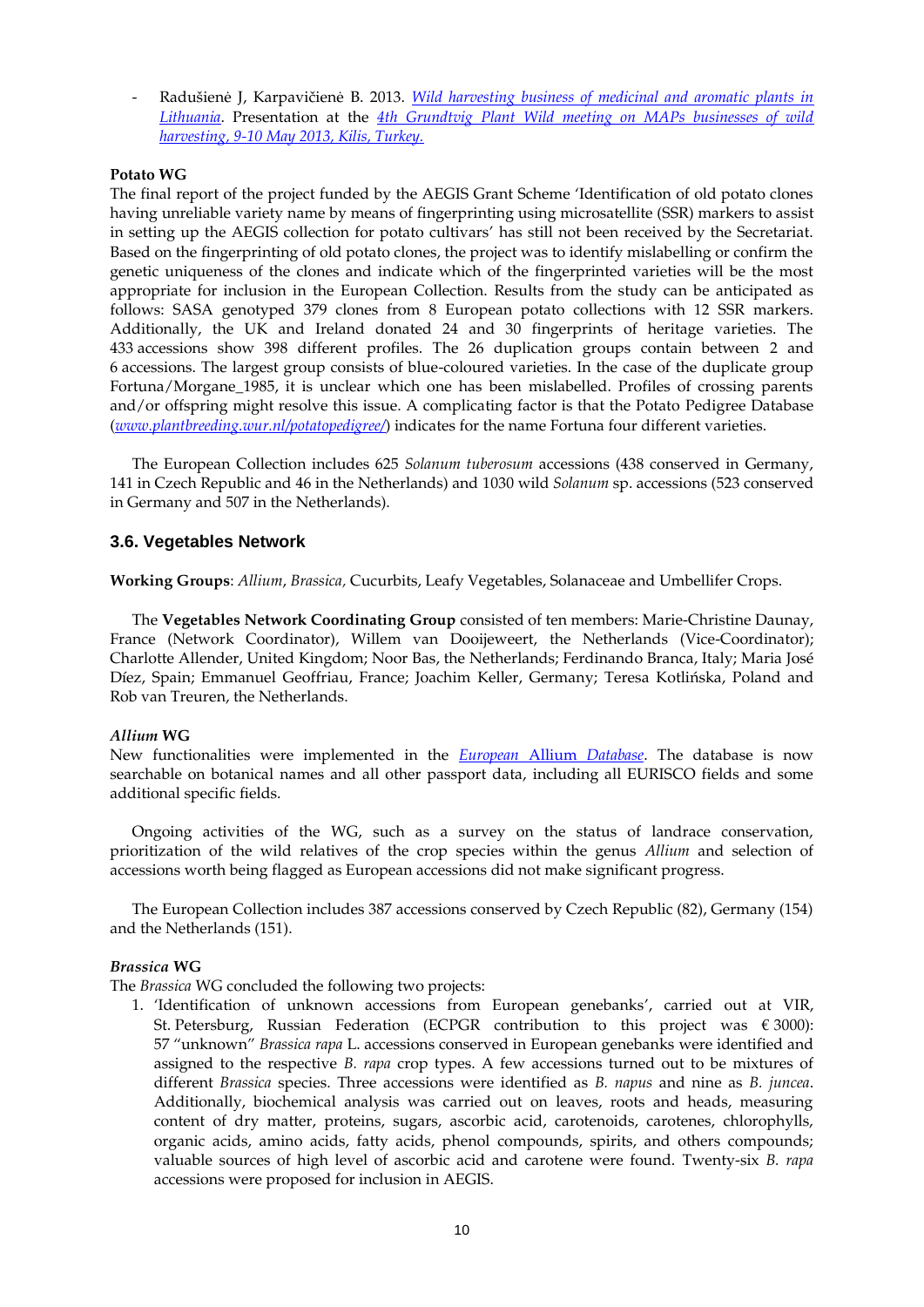- Radušienė J, Karpavičienė B. 2013. *Wild harvesting business of medicinal and aromatic plants in Lithuania*. Presentation at the *4th Grundtvig Plant Wild meeting on MAPs businesses of wild harvesting, 9-10 May 2013, Kilis, Turkey.*

**Potato WG**
The final report of the project funded by the AEGIS Grant Scheme 'Identification of old potato clones having unreliable variety name by means of fingerprinting using microsatellite (SSR) markers to assist in setting up the AEGIS collection for potato cultivars' has still not been received by the Secretariat. Based on the fingerprinting of old potato clones, the project was to identify mislabelling or confirm the genetic uniqueness of the clones and indicate which of the fingerprinted varieties will be the most appropriate for inclusion in the European Collection. Results from the study can be anticipated as follows: SASA genotyped 379 clones from 8 European potato collections with 12 SSR markers. Additionally, the UK and Ireland donated 24 and 30 fingerprints of heritage varieties. The 433 accessions show 398 different profiles. The 26 duplication groups contain between 2 and 6 accessions. The largest group consists of blue-coloured varieties. In the case of the duplicate group Fortuna/Morgane_1985, it is unclear which one has been mislabelled. Profiles of crossing parents and/or offspring might resolve this issue. A complicating factor is that the Potato Pedigree Database (*www.plantbreeding.wur.nl/potatopedigree/*) indicates for the name Fortuna four different varieties.

The European Collection includes 625 *Solanum tuberosum* accessions (438 conserved in Germany, 141 in Czech Republic and 46 in the Netherlands) and 1030 wild *Solanum* sp. accessions (523 conserved in Germany and 507 in the Netherlands).

### 3.6. Vegetables Network

**Working Groups**: *Allium*, *Brassica*, Cucurbits, Leafy Vegetables, Solanaceae and Umbellifer Crops.

The **Vegetables Network Coordinating Group** consisted of ten members: Marie-Christine Daunay, France (Network Coordinator), Willem van Dooijeweert, the Netherlands (Vice-Coordinator); Charlotte Allender, United Kingdom; Noor Bas, the Netherlands; Ferdinando Branca, Italy; Maria José Díez, Spain; Emmanuel Geoffriau, France; Joachim Keller, Germany; Teresa Kotlińska, Poland and Rob van Treuren, the Netherlands.

***Allium* WG**
New functionalities were implemented in the *European Allium Database*. The database is now searchable on botanical names and all other passport data, including all EURISCO fields and some additional specific fields.

Ongoing activities of the WG, such as a survey on the status of landrace conservation, prioritization of the wild relatives of the crop species within the genus *Allium* and selection of accessions worth being flagged as European accessions did not make significant progress.

The European Collection includes 387 accessions conserved by Czech Republic (82), Germany (154) and the Netherlands (151).

***Brassica* WG**
The *Brassica* WG concluded the following two projects:

1. 'Identification of unknown accessions from European genebanks', carried out at VIR, St. Petersburg, Russian Federation (ECPGR contribution to this project was € 3000): 57 "unknown" *Brassica rapa* L. accessions conserved in European genebanks were identified and assigned to the respective *B. rapa* crop types. A few accessions turned out to be mixtures of different *Brassica* species. Three accessions were identified as *B. napus* and nine as *B. juncea*. Additionally, biochemical analysis was carried out on leaves, roots and heads, measuring content of dry matter, proteins, sugars, ascorbic acid, carotenoids, carotenes, chlorophylls, organic acids, amino acids, fatty acids, phenol compounds, spirits, and others compounds; valuable sources of high level of ascorbic acid and carotene were found. Twenty-six *B. rapa* accessions were proposed for inclusion in AEGIS.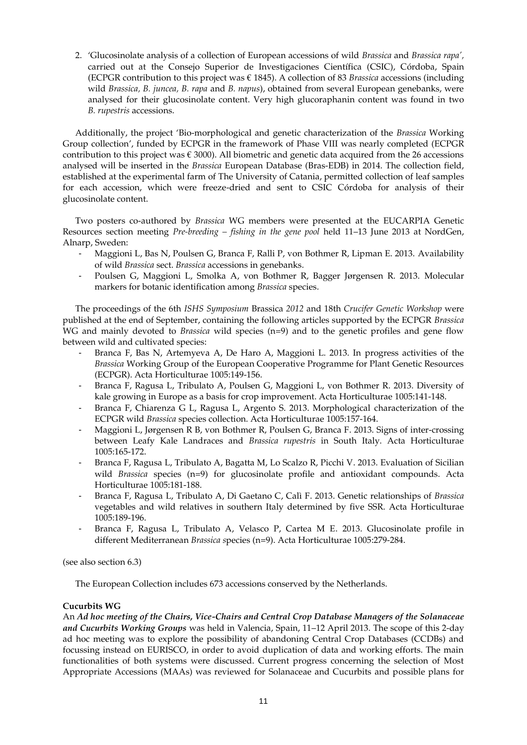2. 'Glucosinolate analysis of a collection of European accessions of wild *Brassica* and *Brassica rapa*', carried out at the Consejo Superior de Investigaciones Científica (CSIC), Córdoba, Spain (ECPGR contribution to this project was € 1845). A collection of 83 *Brassica* accessions (including wild *Brassica, B. juncea, B. rapa* and *B. napus*), obtained from several European genebanks, were analysed for their glucosinolate content. Very high glucoraphanin content was found in two *B. rupestris* accessions.

Additionally, the project 'Bio-morphological and genetic characterization of the *Brassica* Working Group collection', funded by ECPGR in the framework of Phase VIII was nearly completed (ECPGR contribution to this project was € 3000). All biometric and genetic data acquired from the 26 accessions analysed will be inserted in the *Brassica* European Database (Bras-EDB) in 2014. The collection field, established at the experimental farm of The University of Catania, permitted collection of leaf samples for each accession, which were freeze-dried and sent to CSIC Córdoba for analysis of their glucosinolate content.

Two posters co-authored by *Brassica* WG members were presented at the EUCARPIA Genetic Resources section meeting *Pre-breeding – fishing in the gene pool* held 11–13 June 2013 at NordGen, Alnarp, Sweden:

- Maggioni L, Bas N, Poulsen G, Branca F, Ralli P, von Bothmer R, Lipman E. 2013. Availability of wild *Brassica* sect. *Brassica* accessions in genebanks.
- Poulsen G, Maggioni L, Smolka A, von Bothmer R, Bagger Jørgensen R. 2013. Molecular markers for botanic identification among *Brassica* species.

The proceedings of the 6th *ISHS Symposium* Brassica *2012* and 18th *Crucifer Genetic Workshop* were published at the end of September, containing the following articles supported by the ECPGR *Brassica* WG and mainly devoted to *Brassica* wild species (n=9) and to the genetic profiles and gene flow between wild and cultivated species:

- Branca F, Bas N, Artemyeva A, De Haro A, Maggioni L. 2013. In progress activities of the *Brassica* Working Group of the European Cooperative Programme for Plant Genetic Resources (ECPGR). Acta Horticulturae 1005:149-156.
- Branca F, Ragusa L, Tribulato A, Poulsen G, Maggioni L, von Bothmer R. 2013. Diversity of kale growing in Europe as a basis for crop improvement. Acta Horticulturae 1005:141-148.
- Branca F, Chiarenza G L, Ragusa L, Argento S. 2013. Morphological characterization of the ECPGR wild *Brassica* species collection. Acta Horticulturae 1005:157-164.
- Maggioni L, Jørgensen R B, von Bothmer R, Poulsen G, Branca F. 2013. Signs of inter-crossing between Leafy Kale Landraces and *Brassica rupestris* in South Italy. Acta Horticulturae 1005:165-172.
- Branca F, Ragusa L, Tribulato A, Bagatta M, Lo Scalzo R, Picchi V. 2013. Evaluation of Sicilian wild *Brassica* species (n=9) for glucosinolate profile and antioxidant compounds. Acta Horticulturae 1005:181-188.
- Branca F, Ragusa L, Tribulato A, Di Gaetano C, Calì F. 2013. Genetic relationships of *Brassica* vegetables and wild relatives in southern Italy determined by five SSR. Acta Horticulturae 1005:189-196.
- Branca F, Ragusa L, Tribulato A, Velasco P, Cartea M E. 2013. Glucosinolate profile in different Mediterranean *Brassica s*pecies (n=9). Acta Horticulturae 1005:279-284.

(see also section 6.3)

The European Collection includes 673 accessions conserved the Netherlands.

**Cucurbits WG**

An ***Ad hoc meeting of the Chairs, Vice-Chairs and Central Crop Database Managers of the Solanaceae and Cucurbits Working Groups*** was held in Valencia, Spain, 11–12 April 2013. The scope of this 2-day ad hoc meeting was to explore the possibility of abandoning Central Crop Databases (CCDBs) and focussing instead on EURISCO, in order to avoid duplication of data and working efforts. The main functionalities of both systems were discussed. Current progress concerning the selection of Most Appropriate Accessions (MAAs) was reviewed for Solanaceae and Cucurbits and possible plans for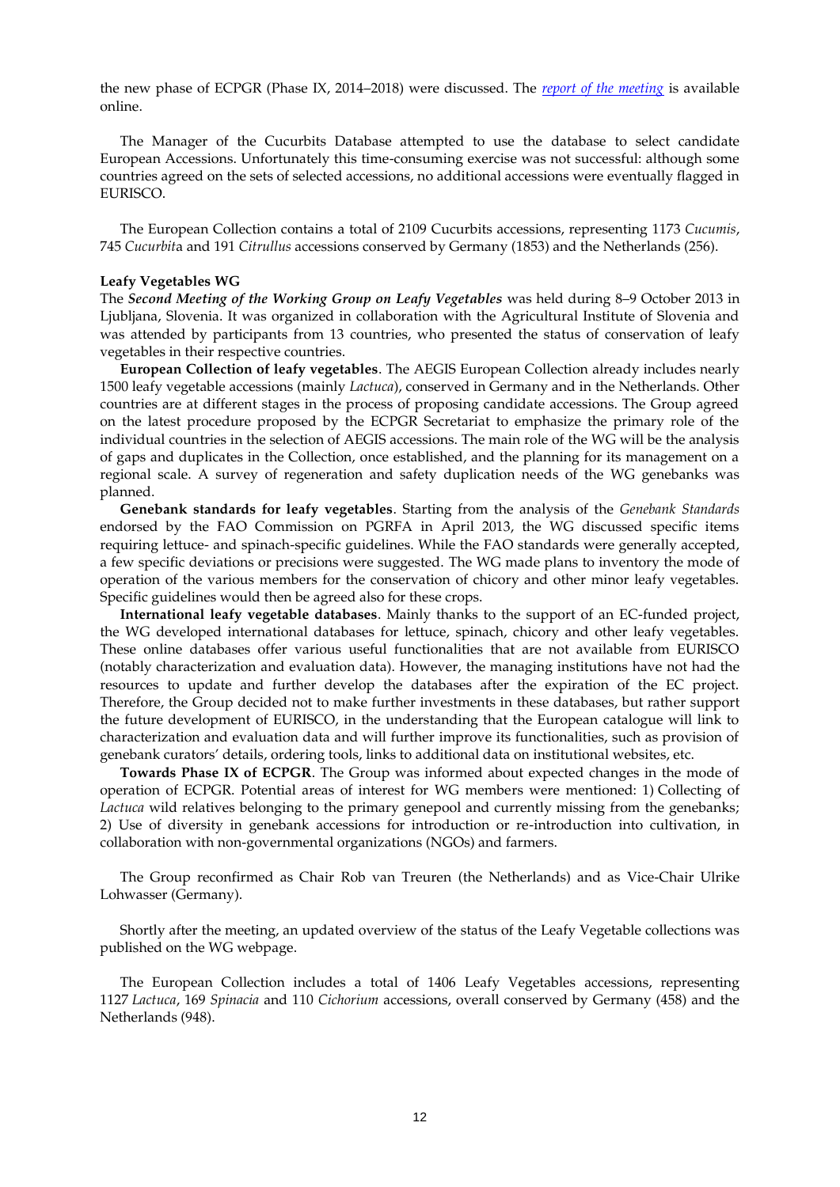the new phase of ECPGR (Phase IX, 2014–2018) were discussed. The *report of the meeting* is available online.

The Manager of the Cucurbits Database attempted to use the database to select candidate European Accessions. Unfortunately this time-consuming exercise was not successful: although some countries agreed on the sets of selected accessions, no additional accessions were eventually flagged in EURISCO.

The European Collection contains a total of 2109 Cucurbits accessions, representing 1173 *Cucumis*, 745 *Cucurbit*a and 191 *Citrullus* accessions conserved by Germany (1853) and the Netherlands (256).

**Leafy Vegetables WG**

The ***Second Meeting of the Working Group on Leafy Vegetables*** was held during 8–9 October 2013 in Ljubljana, Slovenia. It was organized in collaboration with the Agricultural Institute of Slovenia and was attended by participants from 13 countries, who presented the status of conservation of leafy vegetables in their respective countries.

**European Collection of leafy vegetables**. The AEGIS European Collection already includes nearly 1500 leafy vegetable accessions (mainly *Lactuca*), conserved in Germany and in the Netherlands. Other countries are at different stages in the process of proposing candidate accessions. The Group agreed on the latest procedure proposed by the ECPGR Secretariat to emphasize the primary role of the individual countries in the selection of AEGIS accessions. The main role of the WG will be the analysis of gaps and duplicates in the Collection, once established, and the planning for its management on a regional scale. A survey of regeneration and safety duplication needs of the WG genebanks was planned.

**Genebank standards for leafy vegetables**. Starting from the analysis of the *Genebank Standards* endorsed by the FAO Commission on PGRFA in April 2013, the WG discussed specific items requiring lettuce- and spinach-specific guidelines. While the FAO standards were generally accepted, a few specific deviations or precisions were suggested. The WG made plans to inventory the mode of operation of the various members for the conservation of chicory and other minor leafy vegetables. Specific guidelines would then be agreed also for these crops.

**International leafy vegetable databases**. Mainly thanks to the support of an EC-funded project, the WG developed international databases for lettuce, spinach, chicory and other leafy vegetables. These online databases offer various useful functionalities that are not available from EURISCO (notably characterization and evaluation data). However, the managing institutions have not had the resources to update and further develop the databases after the expiration of the EC project. Therefore, the Group decided not to make further investments in these databases, but rather support the future development of EURISCO, in the understanding that the European catalogue will link to characterization and evaluation data and will further improve its functionalities, such as provision of genebank curators' details, ordering tools, links to additional data on institutional websites, etc.

**Towards Phase IX of ECPGR**. The Group was informed about expected changes in the mode of operation of ECPGR. Potential areas of interest for WG members were mentioned: 1) Collecting of *Lactuca* wild relatives belonging to the primary genepool and currently missing from the genebanks; 2) Use of diversity in genebank accessions for introduction or re-introduction into cultivation, in collaboration with non-governmental organizations (NGOs) and farmers.

The Group reconfirmed as Chair Rob van Treuren (the Netherlands) and as Vice-Chair Ulrike Lohwasser (Germany).

Shortly after the meeting, an updated overview of the status of the Leafy Vegetable collections was published on the WG webpage.

The European Collection includes a total of 1406 Leafy Vegetables accessions, representing 1127 *Lactuca*, 169 *Spinacia* and 110 *Cichorium* accessions, overall conserved by Germany (458) and the Netherlands (948).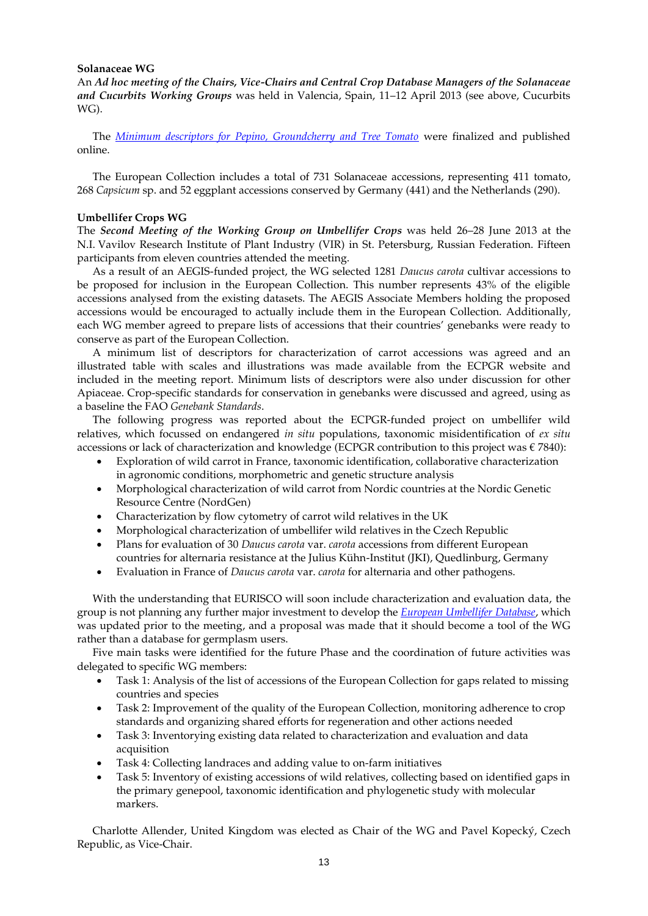**Solanaceae WG**

An ***Ad hoc meeting of the Chairs, Vice-Chairs and Central Crop Database Managers of the Solanaceae and Cucurbits Working Groups*** was held in Valencia, Spain, 11–12 April 2013 (see above, Cucurbits WG).

The *Minimum descriptors for Pepino, Groundcherry and Tree Tomato* were finalized and published online.

The European Collection includes a total of 731 Solanaceae accessions, representing 411 tomato, 268 *Capsicum* sp. and 52 eggplant accessions conserved by Germany (441) and the Netherlands (290).

**Umbellifer Crops WG**

The ***Second Meeting of the Working Group on Umbellifer Crops*** was held 26–28 June 2013 at the N.I. Vavilov Research Institute of Plant Industry (VIR) in St. Petersburg, Russian Federation. Fifteen participants from eleven countries attended the meeting.

As a result of an AEGIS-funded project, the WG selected 1281 *Daucus carota* cultivar accessions to be proposed for inclusion in the European Collection. This number represents 43% of the eligible accessions analysed from the existing datasets. The AEGIS Associate Members holding the proposed accessions would be encouraged to actually include them in the European Collection. Additionally, each WG member agreed to prepare lists of accessions that their countries' genebanks were ready to conserve as part of the European Collection.

A minimum list of descriptors for characterization of carrot accessions was agreed and an illustrated table with scales and illustrations was made available from the ECPGR website and included in the meeting report. Minimum lists of descriptors were also under discussion for other Apiaceae. Crop-specific standards for conservation in genebanks were discussed and agreed, using as a baseline the FAO *Genebank Standards*.

The following progress was reported about the ECPGR-funded project on umbellifer wild relatives, which focussed on endangered *in situ* populations, taxonomic misidentification of *ex situ* accessions or lack of characterization and knowledge (ECPGR contribution to this project was € 7840):

- Exploration of wild carrot in France, taxonomic identification, collaborative characterization in agronomic conditions, morphometric and genetic structure analysis
- Morphological characterization of wild carrot from Nordic countries at the Nordic Genetic Resource Centre (NordGen)
- Characterization by flow cytometry of carrot wild relatives in the UK
- Morphological characterization of umbellifer wild relatives in the Czech Republic
- Plans for evaluation of 30 *Daucus carota* var. *carota* accessions from different European countries for alternaria resistance at the Julius Kühn-Institut (JKI), Quedlinburg, Germany
- Evaluation in France of *Daucus carota* var. *carota* for alternaria and other pathogens.

With the understanding that EURISCO will soon include characterization and evaluation data, the group is not planning any further major investment to develop the *European Umbellifer Database*, which was updated prior to the meeting, and a proposal was made that it should become a tool of the WG rather than a database for germplasm users.

Five main tasks were identified for the future Phase and the coordination of future activities was delegated to specific WG members:

- Task 1: Analysis of the list of accessions of the European Collection for gaps related to missing countries and species
- Task 2: Improvement of the quality of the European Collection, monitoring adherence to crop standards and organizing shared efforts for regeneration and other actions needed
- Task 3: Inventorying existing data related to characterization and evaluation and data acquisition
- Task 4: Collecting landraces and adding value to on-farm initiatives
- Task 5: Inventory of existing accessions of wild relatives, collecting based on identified gaps in the primary genepool, taxonomic identification and phylogenetic study with molecular markers.

Charlotte Allender, United Kingdom was elected as Chair of the WG and Pavel Kopecký, Czech Republic, as Vice-Chair.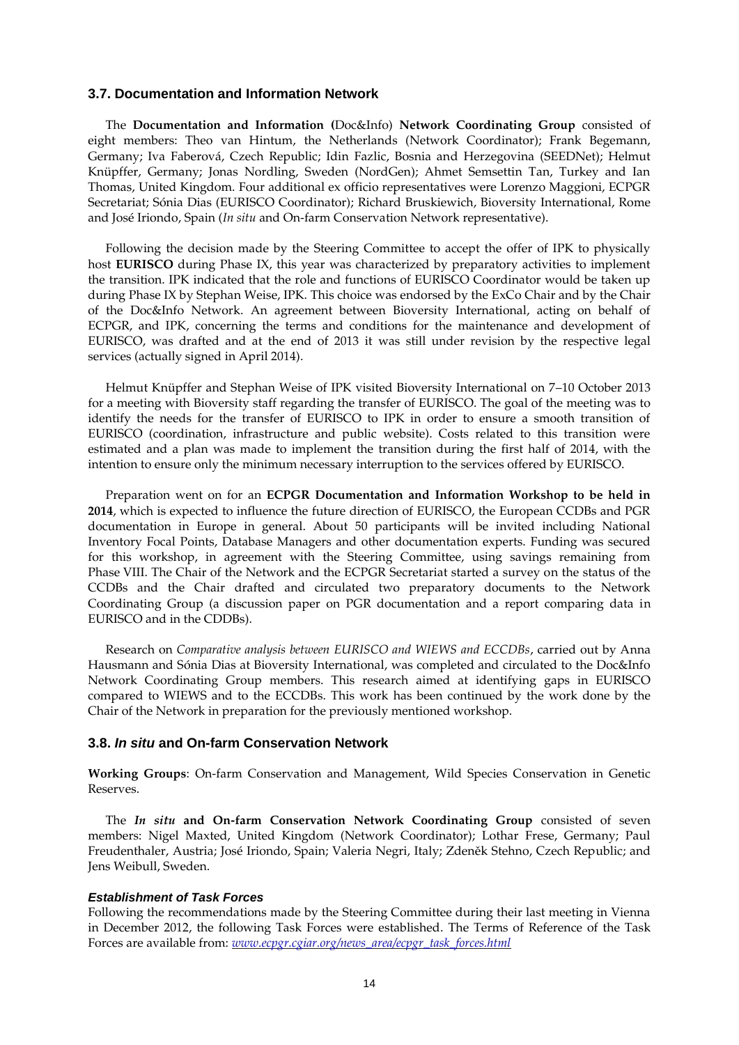### 3.7. Documentation and Information Network

The **Documentation and Information (**Doc&Info) **Network Coordinating Group** consisted of eight members: Theo van Hintum, the Netherlands (Network Coordinator); Frank Begemann, Germany; Iva Faberová, Czech Republic; Idin Fazlic, Bosnia and Herzegovina (SEEDNet); Helmut Knüpffer, Germany; Jonas Nordling, Sweden (NordGen); Ahmet Semsettin Tan, Turkey and Ian Thomas, United Kingdom. Four additional ex officio representatives were Lorenzo Maggioni, ECPGR Secretariat; Sónia Dias (EURISCO Coordinator); Richard Bruskiewich, Bioversity International, Rome and José Iriondo, Spain (*In situ* and On-farm Conservation Network representative).

Following the decision made by the Steering Committee to accept the offer of IPK to physically host **EURISCO** during Phase IX, this year was characterized by preparatory activities to implement the transition. IPK indicated that the role and functions of EURISCO Coordinator would be taken up during Phase IX by Stephan Weise, IPK. This choice was endorsed by the ExCo Chair and by the Chair of the Doc&Info Network. An agreement between Bioversity International, acting on behalf of ECPGR, and IPK, concerning the terms and conditions for the maintenance and development of EURISCO, was drafted and at the end of 2013 it was still under revision by the respective legal services (actually signed in April 2014).

Helmut Knüpffer and Stephan Weise of IPK visited Bioversity International on 7–10 October 2013 for a meeting with Bioversity staff regarding the transfer of EURISCO. The goal of the meeting was to identify the needs for the transfer of EURISCO to IPK in order to ensure a smooth transition of EURISCO (coordination, infrastructure and public website). Costs related to this transition were estimated and a plan was made to implement the transition during the first half of 2014, with the intention to ensure only the minimum necessary interruption to the services offered by EURISCO.

Preparation went on for an **ECPGR Documentation and Information Workshop to be held in 2014**, which is expected to influence the future direction of EURISCO, the European CCDBs and PGR documentation in Europe in general. About 50 participants will be invited including National Inventory Focal Points, Database Managers and other documentation experts. Funding was secured for this workshop, in agreement with the Steering Committee, using savings remaining from Phase VIII. The Chair of the Network and the ECPGR Secretariat started a survey on the status of the CCDBs and the Chair drafted and circulated two preparatory documents to the Network Coordinating Group (a discussion paper on PGR documentation and a report comparing data in EURISCO and in the CDDBs).

Research on *Comparative analysis between EURISCO and WIEWS and ECCDBs*, carried out by Anna Hausmann and Sónia Dias at Bioversity International, was completed and circulated to the Doc&Info Network Coordinating Group members. This research aimed at identifying gaps in EURISCO compared to WIEWS and to the ECCDBs. This work has been continued by the work done by the Chair of the Network in preparation for the previously mentioned workshop.

### 3.8. *In situ* and On-farm Conservation Network

**Working Groups**: On-farm Conservation and Management, Wild Species Conservation in Genetic Reserves.

The ***In situ* and On-farm Conservation Network Coordinating Group** consisted of seven members: Nigel Maxted, United Kingdom (Network Coordinator); Lothar Frese, Germany; Paul Freudenthaler, Austria; José Iriondo, Spain; Valeria Negri, Italy; Zdeněk Stehno, Czech Republic; and Jens Weibull, Sweden.

#### *Establishment of Task Forces*

Following the recommendations made by the Steering Committee during their last meeting in Vienna in December 2012, the following Task Forces were established. The Terms of Reference of the Task Forces are available from: *www.ecpgr.cgiar.org/news_area/ecpgr_task_forces.html*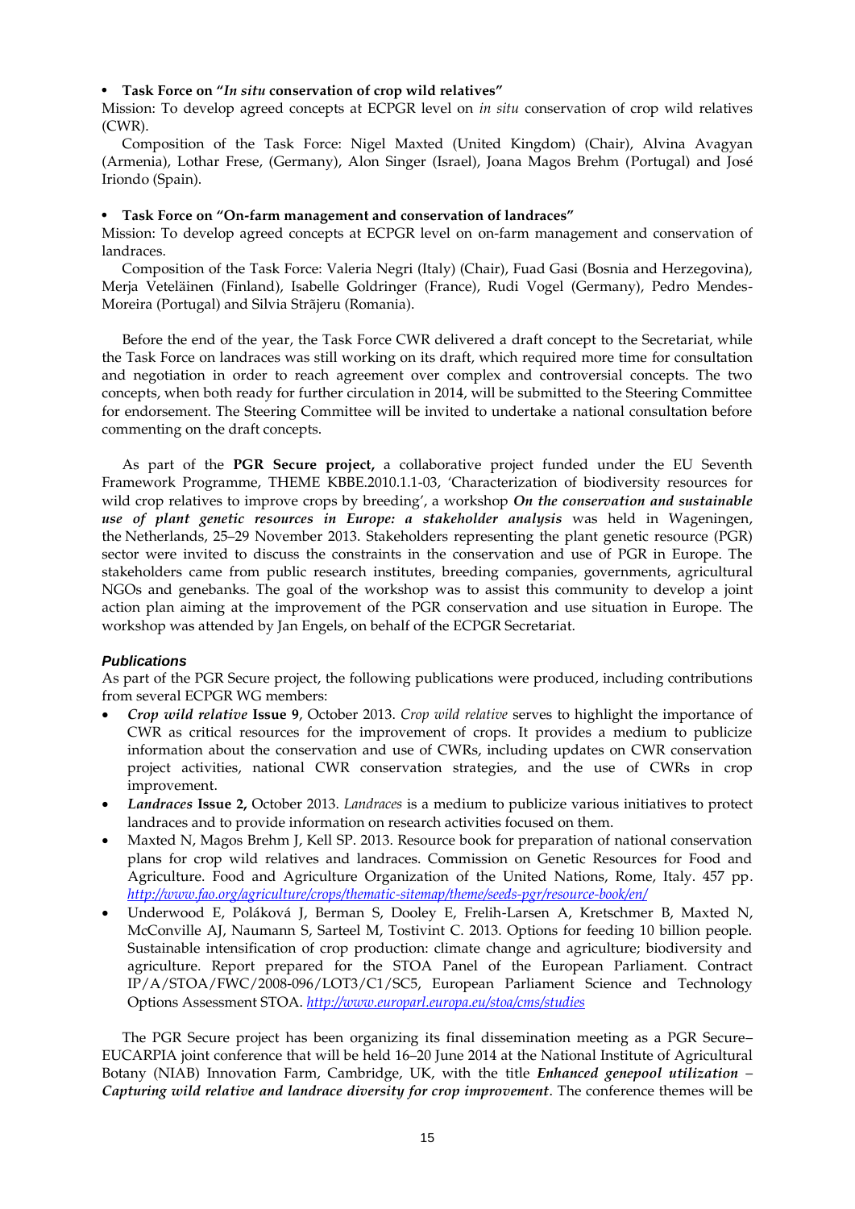- **Task Force on "*In situ* conservation of crop wild relatives"**

Mission: To develop agreed concepts at ECPGR level on *in situ* conservation of crop wild relatives (CWR).

Composition of the Task Force: Nigel Maxted (United Kingdom) (Chair), Alvina Avagyan (Armenia), Lothar Frese, (Germany), Alon Singer (Israel), Joana Magos Brehm (Portugal) and José Iriondo (Spain).

- **Task Force on "On-farm management and conservation of landraces"**

Mission: To develop agreed concepts at ECPGR level on on-farm management and conservation of landraces.

Composition of the Task Force: Valeria Negri (Italy) (Chair), Fuad Gasi (Bosnia and Herzegovina), Merja Veteläinen (Finland), Isabelle Goldringer (France), Rudi Vogel (Germany), Pedro Mendes-Moreira (Portugal) and Silvia Strãjeru (Romania).

Before the end of the year, the Task Force CWR delivered a draft concept to the Secretariat, while the Task Force on landraces was still working on its draft, which required more time for consultation and negotiation in order to reach agreement over complex and controversial concepts. The two concepts, when both ready for further circulation in 2014, will be submitted to the Steering Committee for endorsement. The Steering Committee will be invited to undertake a national consultation before commenting on the draft concepts.

As part of the **PGR Secure project,** a collaborative project funded under the EU Seventh Framework Programme, THEME KBBE.2010.1.1-03, 'Characterization of biodiversity resources for wild crop relatives to improve crops by breeding', a workshop ***On the conservation and sustainable use of plant genetic resources in Europe: a stakeholder analysis*** was held in Wageningen, the Netherlands, 25–29 November 2013. Stakeholders representing the plant genetic resource (PGR) sector were invited to discuss the constraints in the conservation and use of PGR in Europe. The stakeholders came from public research institutes, breeding companies, governments, agricultural NGOs and genebanks. The goal of the workshop was to assist this community to develop a joint action plan aiming at the improvement of the PGR conservation and use situation in Europe. The workshop was attended by Jan Engels, on behalf of the ECPGR Secretariat.

### *Publications*

As part of the PGR Secure project, the following publications were produced, including contributions from several ECPGR WG members:

- ***Crop wild relative*** **Issue 9**, October 2013. *Crop wild relative* serves to highlight the importance of CWR as critical resources for the improvement of crops. It provides a medium to publicize information about the conservation and use of CWRs, including updates on CWR conservation project activities, national CWR conservation strategies, and the use of CWRs in crop improvement.
- ***Landraces*** **Issue 2,** October 2013. *Landraces* is a medium to publicize various initiatives to protect landraces and to provide information on research activities focused on them.
- Maxted N, Magos Brehm J, Kell SP. 2013. Resource book for preparation of national conservation plans for crop wild relatives and landraces. Commission on Genetic Resources for Food and Agriculture. Food and Agriculture Organization of the United Nations, Rome, Italy. 457 pp. *http://www.fao.org/agriculture/crops/thematic-sitemap/theme/seeds-pgr/resource-book/en/*
- Underwood E, Poláková J, Berman S, Dooley E, Frelih-Larsen A, Kretschmer B, Maxted N, McConville AJ, Naumann S, Sarteel M, Tostivint C. 2013. Options for feeding 10 billion people. Sustainable intensification of crop production: climate change and agriculture; biodiversity and agriculture. Report prepared for the STOA Panel of the European Parliament. Contract IP/A/STOA/FWC/2008-096/LOT3/C1/SC5, European Parliament Science and Technology Options Assessment STOA. *http://www.europarl.europa.eu/stoa/cms/studies*

The PGR Secure project has been organizing its final dissemination meeting as a PGR Secure–EUCARPIA joint conference that will be held 16–20 June 2014 at the National Institute of Agricultural Botany (NIAB) Innovation Farm, Cambridge, UK, with the title ***Enhanced genepool utilization – Capturing wild relative and landrace diversity for crop improvement***. The conference themes will be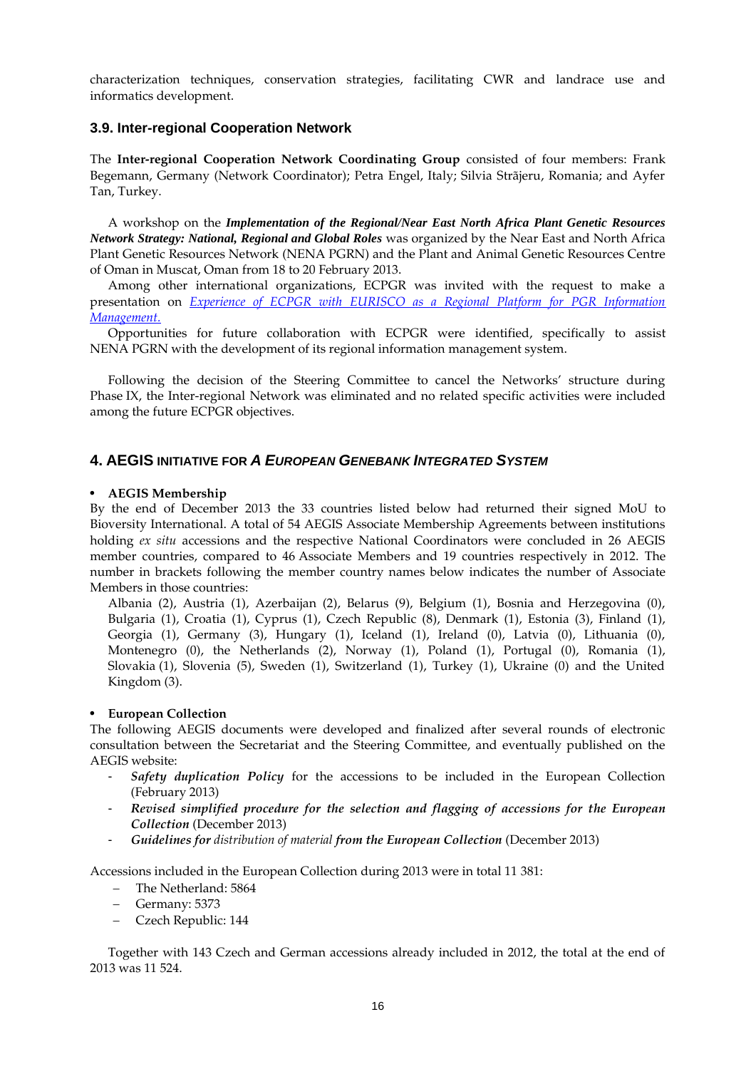characterization techniques, conservation strategies, facilitating CWR and landrace use and informatics development.

### 3.9. Inter-regional Cooperation Network

The **Inter-regional Cooperation Network Coordinating Group** consisted of four members: Frank Begemann, Germany (Network Coordinator); Petra Engel, Italy; Silvia Strãjeru, Romania; and Ayfer Tan, Turkey.

A workshop on the ***Implementation of the Regional/Near East North Africa Plant Genetic Resources Network Strategy: National, Regional and Global Roles*** was organized by the Near East and North Africa Plant Genetic Resources Network (NENA PGRN) and the Plant and Animal Genetic Resources Centre of Oman in Muscat, Oman from 18 to 20 February 2013.

Among other international organizations, ECPGR was invited with the request to make a presentation on *Experience of ECPGR with EURISCO as a Regional Platform for PGR Information Management.*

Opportunities for future collaboration with ECPGR were identified, specifically to assist NENA PGRN with the development of its regional information management system.

Following the decision of the Steering Committee to cancel the Networks' structure during Phase IX, the Inter-regional Network was eliminated and no related specific activities were included among the future ECPGR objectives.

## 4. AEGIS INITIATIVE FOR *A EUROPEAN GENEBANK INTEGRATED SYSTEM*

- **AEGIS Membership**

By the end of December 2013 the 33 countries listed below had returned their signed MoU to Bioversity International. A total of 54 AEGIS Associate Membership Agreements between institutions holding *ex situ* accessions and the respective National Coordinators were concluded in 26 AEGIS member countries, compared to 46 Associate Members and 19 countries respectively in 2012. The number in brackets following the member country names below indicates the number of Associate Members in those countries:

Albania (2), Austria (1), Azerbaijan (2), Belarus (9), Belgium (1), Bosnia and Herzegovina (0), Bulgaria (1), Croatia (1), Cyprus (1), Czech Republic (8), Denmark (1), Estonia (3), Finland (1), Georgia (1), Germany (3), Hungary (1), Iceland (1), Ireland (0), Latvia (0), Lithuania (0), Montenegro (0), the Netherlands (2), Norway (1), Poland (1), Portugal (0), Romania (1), Slovakia (1), Slovenia (5), Sweden (1), Switzerland (1), Turkey (1), Ukraine (0) and the United Kingdom (3).

- **European Collection**

The following AEGIS documents were developed and finalized after several rounds of electronic consultation between the Secretariat and the Steering Committee, and eventually published on the AEGIS website:

- ***Safety duplication Policy*** for the accessions to be included in the European Collection (February 2013)
- ***Revised simplified procedure for the selection and flagging of accessions for the European Collection*** (December 2013)
- ***Guidelines for*** *distribution of material* ***from the European Collection*** (December 2013)

Accessions included in the European Collection during 2013 were in total 11 381:

- The Netherland: 5864
- Germany: 5373
- Czech Republic: 144

Together with 143 Czech and German accessions already included in 2012, the total at the end of 2013 was 11 524.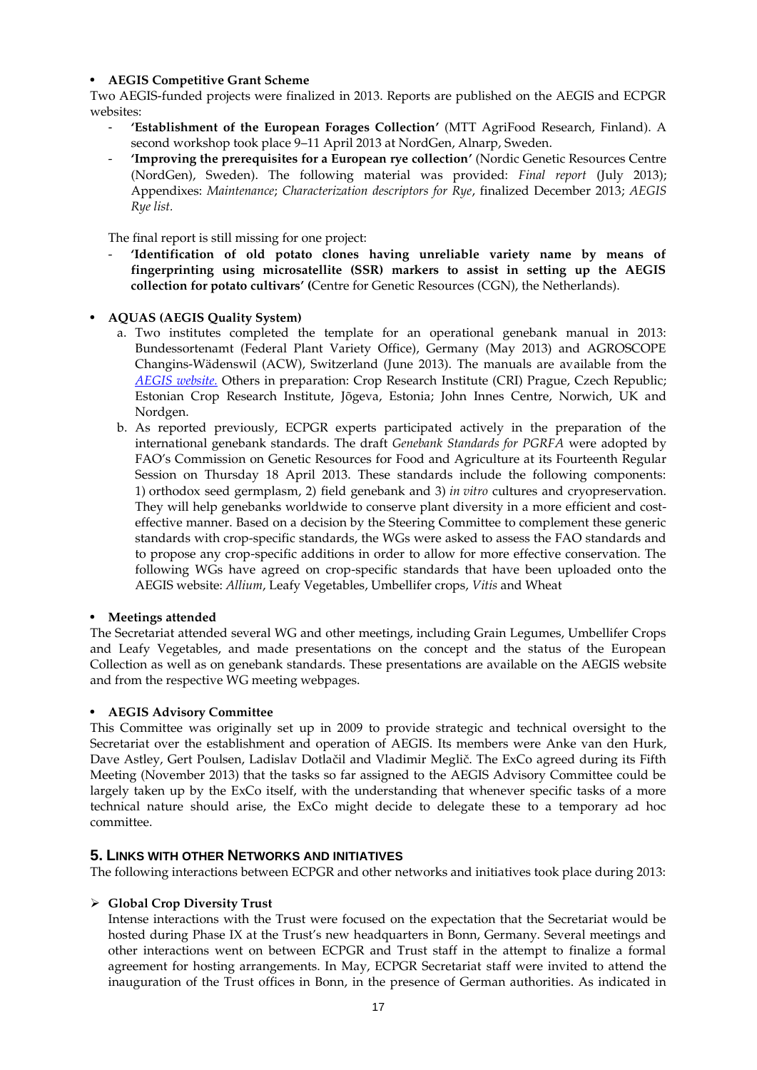- **AEGIS Competitive Grant Scheme**

Two AEGIS-funded projects were finalized in 2013. Reports are published on the AEGIS and ECPGR websites:

- **'Establishment of the European Forages Collection'** (MTT AgriFood Research, Finland). A second workshop took place 9–11 April 2013 at NordGen, Alnarp, Sweden.
- **'Improving the prerequisites for a European rye collection'** (Nordic Genetic Resources Centre (NordGen), Sweden). The following material was provided: *Final report* (July 2013); Appendixes: *Maintenance*; *Characterization descriptors for Rye*, finalized December 2013; *AEGIS Rye list.*

The final report is still missing for one project:

- **'Identification of old potato clones having unreliable variety name by means of fingerprinting using microsatellite (SSR) markers to assist in setting up the AEGIS collection for potato cultivars' (**Centre for Genetic Resources (CGN), the Netherlands).

- **AQUAS (AEGIS Quality System)**

a. Two institutes completed the template for an operational genebank manual in 2013: Bundessortenamt (Federal Plant Variety Office), Germany (May 2013) and AGROSCOPE Changins-Wädenswil (ACW), Switzerland (June 2013). The manuals are available from the *AEGIS website.* Others in preparation: Crop Research Institute (CRI) Prague, Czech Republic; Estonian Crop Research Institute, Jõgeva, Estonia; John Innes Centre, Norwich, UK and Nordgen.

b. As reported previously, ECPGR experts participated actively in the preparation of the international genebank standards. The draft *Genebank Standards for PGRFA* were adopted by FAO's Commission on Genetic Resources for Food and Agriculture at its Fourteenth Regular Session on Thursday 18 April 2013. These standards include the following components: 1) orthodox seed germplasm, 2) field genebank and 3) *in vitro* cultures and cryopreservation. They will help genebanks worldwide to conserve plant diversity in a more efficient and cost-effective manner. Based on a decision by the Steering Committee to complement these generic standards with crop-specific standards, the WGs were asked to assess the FAO standards and to propose any crop-specific additions in order to allow for more effective conservation. The following WGs have agreed on crop-specific standards that have been uploaded onto the AEGIS website: *Allium*, Leafy Vegetables, Umbellifer crops, *Vitis* and Wheat

- **Meetings attended**

The Secretariat attended several WG and other meetings, including Grain Legumes, Umbellifer Crops and Leafy Vegetables, and made presentations on the concept and the status of the European Collection as well as on genebank standards. These presentations are available on the AEGIS website and from the respective WG meeting webpages.

- **AEGIS Advisory Committee**

This Committee was originally set up in 2009 to provide strategic and technical oversight to the Secretariat over the establishment and operation of AEGIS. Its members were Anke van den Hurk, Dave Astley, Gert Poulsen, Ladislav Dotlačil and Vladimir Meglič. The ExCo agreed during its Fifth Meeting (November 2013) that the tasks so far assigned to the AEGIS Advisory Committee could be largely taken up by the ExCo itself, with the understanding that whenever specific tasks of a more technical nature should arise, the ExCo might decide to delegate these to a temporary ad hoc committee.

## 5. Links with other Networks and initiatives

The following interactions between ECPGR and other networks and initiatives took place during 2013:

- **Global Crop Diversity Trust**

Intense interactions with the Trust were focused on the expectation that the Secretariat would be hosted during Phase IX at the Trust's new headquarters in Bonn, Germany. Several meetings and other interactions went on between ECPGR and Trust staff in the attempt to finalize a formal agreement for hosting arrangements. In May, ECPGR Secretariat staff were invited to attend the inauguration of the Trust offices in Bonn, in the presence of German authorities. As indicated in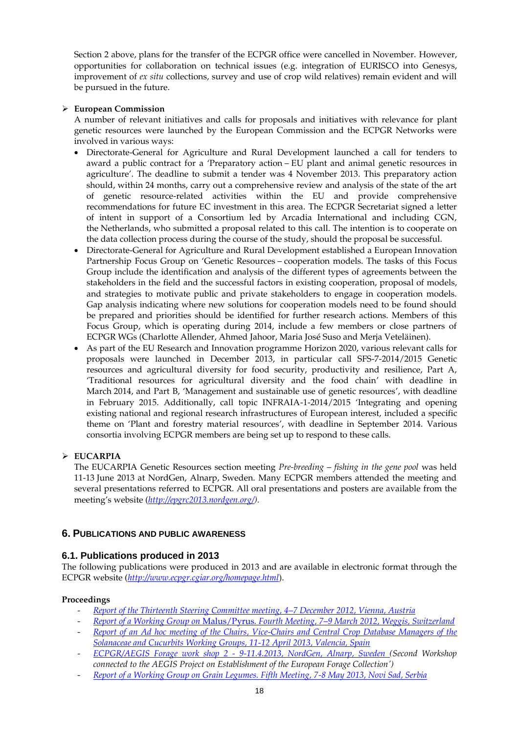Section 2 above, plans for the transfer of the ECPGR office were cancelled in November. However, opportunities for collaboration on technical issues (e.g. integration of EURISCO into Genesys, improvement of *ex situ* collections, survey and use of crop wild relatives) remain evident and will be pursued in the future.

- **European Commission**

  A number of relevant initiatives and calls for proposals and initiatives with relevance for plant genetic resources were launched by the European Commission and the ECPGR Networks were involved in various ways:

  - Directorate-General for Agriculture and Rural Development launched a call for tenders to award a public contract for a 'Preparatory action – EU plant and animal genetic resources in agriculture'. The deadline to submit a tender was 4 November 2013. This preparatory action should, within 24 months, carry out a comprehensive review and analysis of the state of the art of genetic resource-related activities within the EU and provide comprehensive recommendations for future EC investment in this area. The ECPGR Secretariat signed a letter of intent in support of a Consortium led by Arcadia International and including CGN, the Netherlands, who submitted a proposal related to this call. The intention is to cooperate on the data collection process during the course of the study, should the proposal be successful.
  - Directorate-General for Agriculture and Rural Development established a European Innovation Partnership Focus Group on 'Genetic Resources – cooperation models. The tasks of this Focus Group include the identification and analysis of the different types of agreements between the stakeholders in the field and the successful factors in existing cooperation, proposal of models, and strategies to motivate public and private stakeholders to engage in cooperation models. Gap analysis indicating where new solutions for cooperation models need to be found should be prepared and priorities should be identified for further research actions. Members of this Focus Group, which is operating during 2014, include a few members or close partners of ECPGR WGs (Charlotte Allender, Ahmed Jahoor, Maria José Suso and Merja Veteläinen).
  - As part of the EU Research and Innovation programme Horizon 2020, various relevant calls for proposals were launched in December 2013, in particular call SFS-7-2014/2015 Genetic resources and agricultural diversity for food security, productivity and resilience, Part A, 'Traditional resources for agricultural diversity and the food chain' with deadline in March 2014, and Part B, 'Management and sustainable use of genetic resources', with deadline in February 2015. Additionally, call topic INFRAIA-1-2014/2015 'Integrating and opening existing national and regional research infrastructures of European interest, included a specific theme on 'Plant and forestry material resources', with deadline in September 2014. Various consortia involving ECPGR members are being set up to respond to these calls.

- **EUCARPIA**

  The EUCARPIA Genetic Resources section meeting *Pre-breeding – fishing in the gene pool* was held 11-13 June 2013 at NordGen, Alnarp, Sweden. Many ECPGR members attended the meeting and several presentations referred to ECPGR. All oral presentations and posters are available from the meeting's website (*http://epgrc2013.nordgen.org/*).

## 6. Publications and public awareness

### 6.1. Publications produced in 2013

The following publications were produced in 2013 and are available in electronic format through the ECPGR website (*http://www.ecpgr.cgiar.org/homepage.html*).

**Proceedings**

- *Report of the Thirteenth Steering Committee meeting, 4–7 December 2012, Vienna, Austria*
- *Report of a Working Group on* Malus/Pyrus*. Fourth Meeting, 7–9 March 2012, Weggis, Switzerland*
- *Report of an Ad hoc meeting of the Chairs, Vice-Chairs and Central Crop Database Managers of the Solanaceae and Cucurbits Working Groups, 11-12 April 2013, Valencia, Spain*
- *ECPGR/AEGIS Forage work shop 2 - 9-11.4.2013, NordGen, Alnarp, Sweden (Second Workshop connected to the AEGIS Project on Establishment of the European Forage Collection')*
- *Report of a Working Group on Grain Legumes. Fifth Meeting, 7-8 May 2013, Novi Sad, Serbia*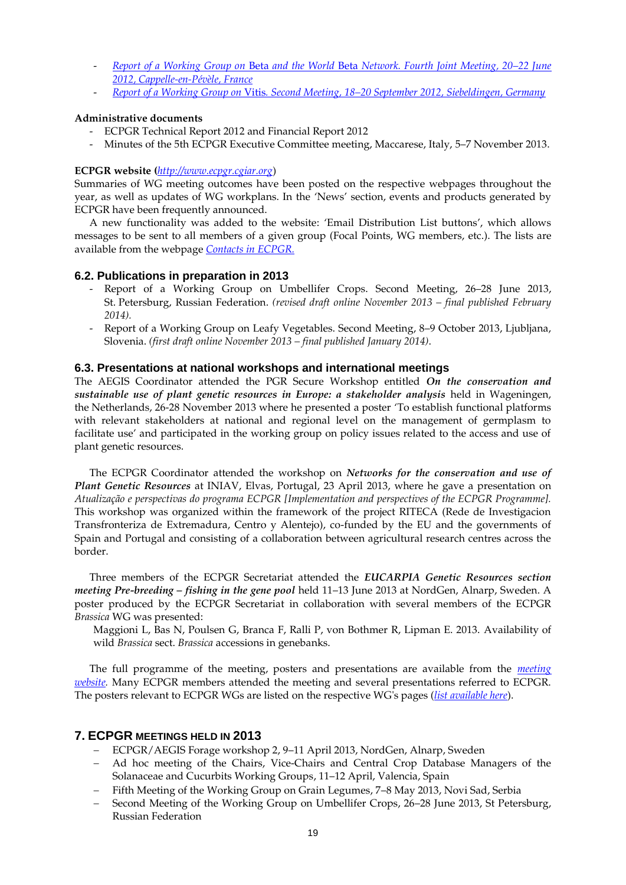- *Report of a Working Group on* Beta *and the World* Beta *Network. Fourth Joint Meeting, 20–22 June 2012, Cappelle-en-Pévèle, France*
- *Report of a Working Group on* Vitis*. Second Meeting, 18–20 September 2012, Siebeldingen, Germany*

**Administrative documents**

- ECPGR Technical Report 2012 and Financial Report 2012
- Minutes of the 5th ECPGR Executive Committee meeting, Maccarese, Italy, 5–7 November 2013.

**ECPGR website (*http://www.ecpgr.cgiar.org*)**

Summaries of WG meeting outcomes have been posted on the respective webpages throughout the year, as well as updates of WG workplans. In the 'News' section, events and products generated by ECPGR have been frequently announced.

A new functionality was added to the website: 'Email Distribution List buttons', which allows messages to be sent to all members of a given group (Focal Points, WG members, etc.). The lists are available from the webpage *Contacts in ECPGR.*

### 6.2. Publications in preparation in 2013

- Report of a Working Group on Umbellifer Crops. Second Meeting, 26–28 June 2013, St. Petersburg, Russian Federation. *(revised draft online November 2013 – final published February 2014).*
- Report of a Working Group on Leafy Vegetables. Second Meeting, 8–9 October 2013, Ljubljana, Slovenia. *(first draft online November 2013 – final published January 2014)*.

### 6.3. Presentations at national workshops and international meetings

The AEGIS Coordinator attended the PGR Secure Workshop entitled ***On the conservation and sustainable use of plant genetic resources in Europe: a stakeholder analysis*** held in Wageningen, the Netherlands, 26-28 November 2013 where he presented a poster 'To establish functional platforms with relevant stakeholders at national and regional level on the management of germplasm to facilitate use' and participated in the working group on policy issues related to the access and use of plant genetic resources.

The ECPGR Coordinator attended the workshop on ***Networks for the conservation and use of Plant Genetic Resources*** at INIAV, Elvas, Portugal, 23 April 2013, where he gave a presentation on *Atualização e perspectivas do programa ECPGR [Implementation and perspectives of the ECPGR Programme].* This workshop was organized within the framework of the project RITECA (Rede de Investigacion Transfronteriza de Extremadura, Centro y Alentejo), co-funded by the EU and the governments of Spain and Portugal and consisting of a collaboration between agricultural research centres across the border.

Three members of the ECPGR Secretariat attended the ***EUCARPIA Genetic Resources section meeting Pre-breeding – fishing in the gene pool*** held 11–13 June 2013 at NordGen, Alnarp, Sweden. A poster produced by the ECPGR Secretariat in collaboration with several members of the ECPGR *Brassica* WG was presented:

Maggioni L, Bas N, Poulsen G, Branca F, Ralli P, von Bothmer R, Lipman E. 2013. Availability of wild *Brassica* sect. *Brassica* accessions in genebanks.

The full programme of the meeting, posters and presentations are available from the *meeting website.* Many ECPGR members attended the meeting and several presentations referred to ECPGR. The posters relevant to ECPGR WGs are listed on the respective WG's pages (*list available here*).

## 7. ECPGR MEETINGS HELD IN 2013

- ECPGR/AEGIS Forage workshop 2, 9–11 April 2013, NordGen, Alnarp, Sweden
- Ad hoc meeting of the Chairs, Vice-Chairs and Central Crop Database Managers of the Solanaceae and Cucurbits Working Groups, 11–12 April, Valencia, Spain
- Fifth Meeting of the Working Group on Grain Legumes, 7–8 May 2013, Novi Sad, Serbia
- Second Meeting of the Working Group on Umbellifer Crops, 26–28 June 2013, St Petersburg, Russian Federation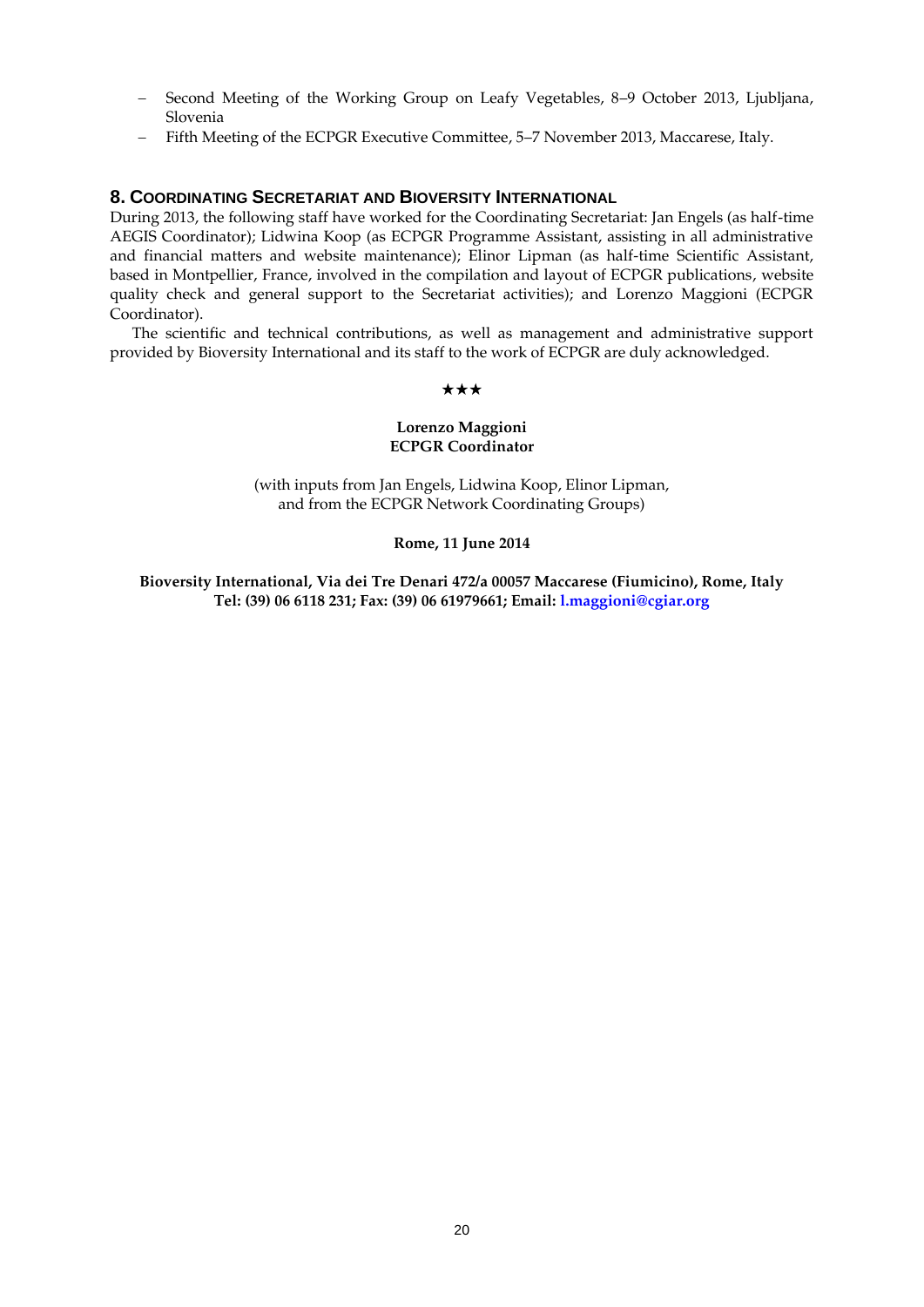- Second Meeting of the Working Group on Leafy Vegetables, 8–9 October 2013, Ljubljana, Slovenia
- Fifth Meeting of the ECPGR Executive Committee, 5–7 November 2013, Maccarese, Italy.

## 8. Coordinating Secretariat and Bioversity International

During 2013, the following staff have worked for the Coordinating Secretariat: Jan Engels (as half-time AEGIS Coordinator); Lidwina Koop (as ECPGR Programme Assistant, assisting in all administrative and financial matters and website maintenance); Elinor Lipman (as half-time Scientific Assistant, based in Montpellier, France, involved in the compilation and layout of ECPGR publications, website quality check and general support to the Secretariat activities); and Lorenzo Maggioni (ECPGR Coordinator).

The scientific and technical contributions, as well as management and administrative support provided by Bioversity International and its staff to the work of ECPGR are duly acknowledged.

★★★

**Lorenzo Maggioni**
**ECPGR Coordinator**

(with inputs from Jan Engels, Lidwina Koop, Elinor Lipman,
and from the ECPGR Network Coordinating Groups)

**Rome, 11 June 2014**

**Bioversity International, Via dei Tre Denari 472/a 00057 Maccarese (Fiumicino), Rome, Italy**
**Tel: (39) 06 6118 231; Fax: (39) 06 61979661; Email: l.maggioni@cgiar.org**